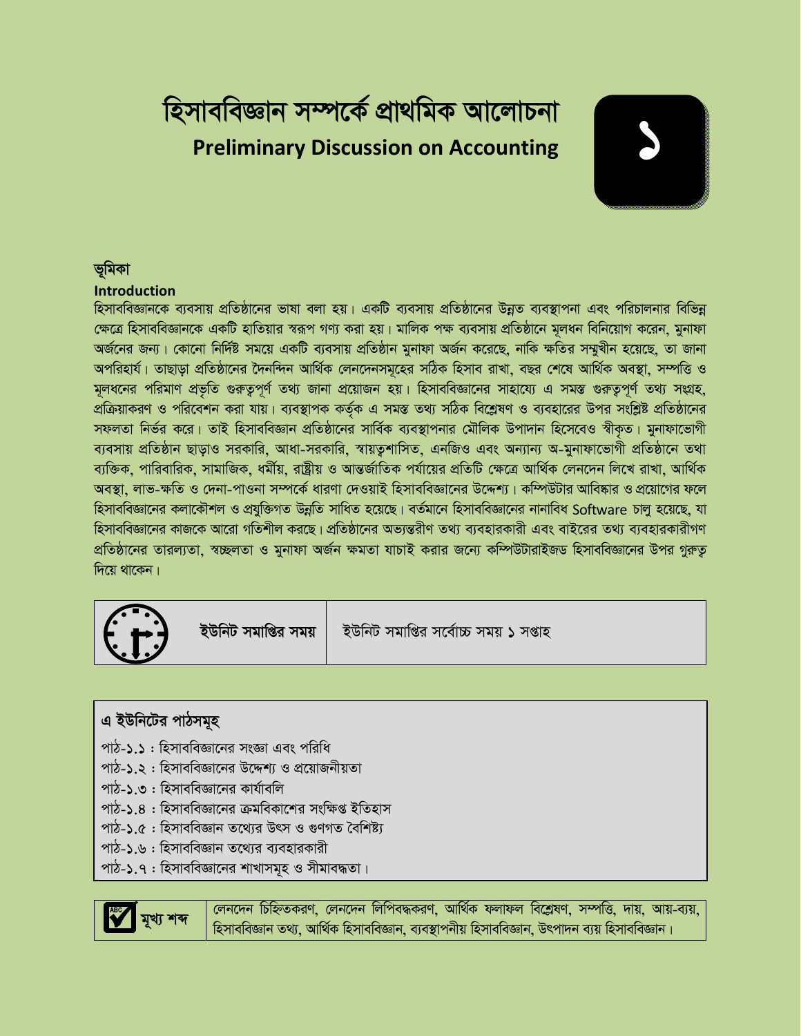# হিসাববিজ্ঞান সম্পর্কে প্রাথমিক আলোচনা

## Preliminary Discussion on Accounting

**১**

### ভূমিকা

**Introduction**

হিসাববিজ্ঞানকে ব্যবসায় প্রতিষ্ঠানের ভাষা বলা হয়। একটি ব্যবসায় প্রতিষ্ঠানের উন্নত ব্যবস্থাপনা এবং পরিচালনার বিভিন্ন ক্ষেত্রে হিসাববিজ্ঞানকে একটি হাতিয়ার স্বরূপ গণ্য করা হয়। মালিক পক্ষ ব্যবসায় প্রতিষ্ঠানে মূলধন বিনিয়োগ করেন, মুনাফা অর্জনের জন্য। কোনো নির্দিষ্ট সময়ে একটি ব্যবসায় প্রতিষ্ঠান মুনাফা অর্জন করেছে, নাকি ক্ষতির সম্মুখীন হয়েছে, তা জানা অপরিহার্য। তাছাড়া প্রতিষ্ঠানের দৈনন্দিন আর্থিক লেনদেনসমূহের সঠিক হিসাব রাখা, বছর শেষে আর্থিক অবস্থা, সম্পত্তি ও মূলধনের পরিমাণ প্রভৃতি গুরুত্বপূর্ণ তথ্য জানা প্রয়োজন হয়। হিসাববিজ্ঞানের সাহায্যে এ সমস্ত গুরুত্বপূর্ণ তথ্য সংগ্রহ, প্রক্রিয়াকরণ ও পরিবেশন করা যায়। ব্যবস্থাপক কর্তৃক এ সমস্ত তথ্য সঠিক বিশ্লেষণ ও ব্যবহারের উপর সংশ্লিষ্ট প্রতিষ্ঠানের সফলতা নির্ভর করে। তাই হিসাববিজ্ঞান প্রতিষ্ঠানের সার্বিক ব্যবস্থাপনার মৌলিক উপাদান হিসেবেও স্বীকৃত। মুনাফাভোগী ব্যবসায় প্রতিষ্ঠান ছাড়াও সরকারি, আধা-সরকারি, স্বায়ত্বশাসিত, এনজিও এবং অন্যান্য অ-মুনাফাভোগী প্রতিষ্ঠানে তথা ব্যক্তিক, পারিবারিক, সামাজিক, ধর্মীয়, রাষ্ট্রীয় ও আন্তর্জাতিক পর্যায়ের প্রতিটি ক্ষেত্রে আর্থিক লেনদেন লিখে রাখা, আর্থিক অবস্থা, লাভ-ক্ষতি ও দেনা-পাওনা সম্পর্কে ধারণা দেওয়াই হিসাববিজ্ঞানের উদ্দেশ্য। কম্পিউটার আবিষ্কার ও প্রয়োগের ফলে হিসাববিজ্ঞানের কলাকৌশল ও প্রযুক্তিগত উন্নতি সাধিত হয়েছে। বর্তমানে হিসাববিজ্ঞানের নানাবিধ Software চালু হয়েছে, যা হিসাববিজ্ঞানের কাজকে আরো গতিশীল করছে। প্রতিষ্ঠানের অভ্যন্তরীণ তথ্য ব্যবহারকারী এবং বাইরের তথ্য ব্যবহারকারীগণ প্রতিষ্ঠানের তারল্যতা, স্বচ্ছলতা ও মুনাফা অর্জন ক্ষমতা যাচাই করার জন্যে কম্পিউটারাইজড হিসাববিজ্ঞানের উপর গুরুত্ব দিয়ে থাকেন।

| ইউনিট সমাপ্তির সময় | ইউনিট সমাপ্তির সর্বোচ্চ সময় ১ সপ্তাহ |
|---|---|

### এ ইউনিটের পাঠসমূহ

- পাঠ-১.১ : হিসাববিজ্ঞানের সংজ্ঞা এবং পরিধি
- পাঠ-১.২ : হিসাববিজ্ঞানের উদ্দেশ্য ও প্রয়োজনীয়তা
- পাঠ-১.৩ : হিসাববিজ্ঞানের কার্যাবলি
- পাঠ-১.৪ : হিসাববিজ্ঞানের ক্রমবিকাশের সংক্ষিপ্ত ইতিহাস
- পাঠ-১.৫ : হিসাববিজ্ঞান তথ্যের উৎস ও গুণগত বৈশিষ্ট্য
- পাঠ-১.৬ : হিসাববিজ্ঞান তথ্যের ব্যবহারকারী
- পাঠ-১.৭ : হিসাববিজ্ঞানের শাখাসমূহ ও সীমাবদ্ধতা।

| মূখ্য শব্দ | লেনদেন চিহ্নিতকরণ, লেনদেন লিপিবদ্ধকরণ, আর্থিক ফলাফল বিশ্লেষণ, সম্পত্তি, দায়, আয়-ব্যয়, হিসাববিজ্ঞান তথ্য, আর্থিক হিসাববিজ্ঞান, ব্যবস্থাপনীয় হিসাববিজ্ঞান, উৎপাদন ব্যয় হিসাববিজ্ঞান। |
|---|---|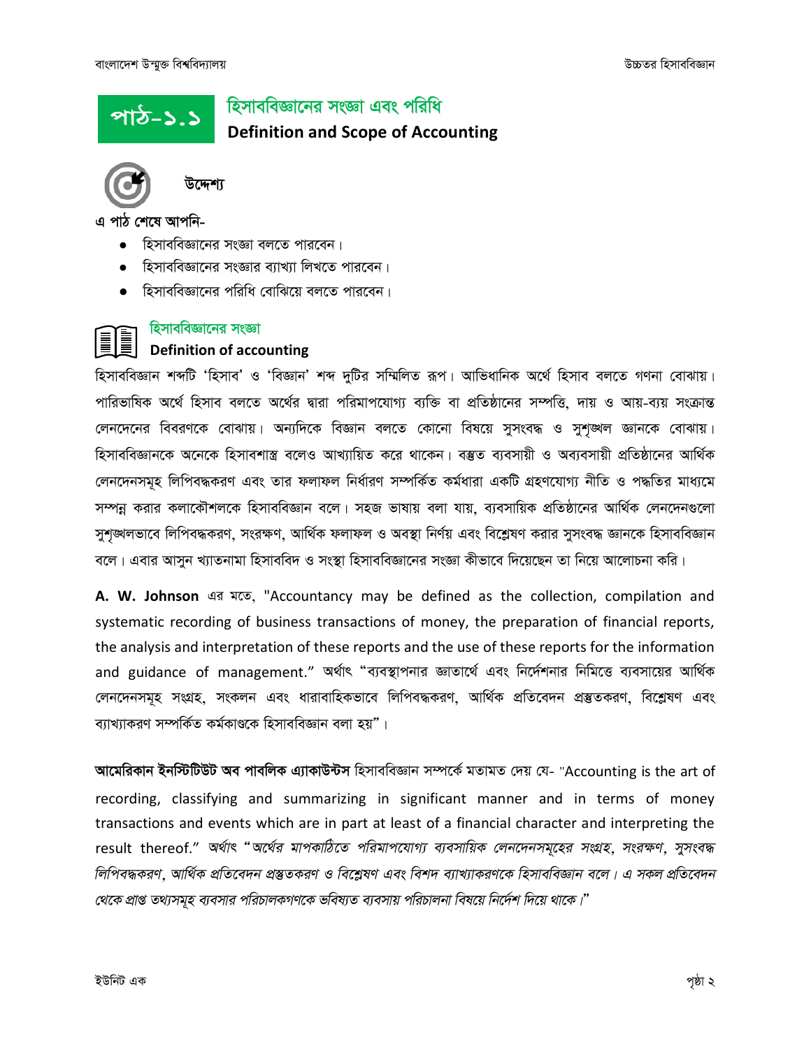# পাঠ-১.১ হিসাববিজ্ঞানের সংজ্ঞা এবং পরিধি

## Definition and Scope of Accounting

### উদ্দেশ্য

এ পাঠ শেষে আপনি-

- হিসাববিজ্ঞানের সংজ্ঞা বলতে পারবেন।
- হিসাববিজ্ঞানের সংজ্ঞার ব্যাখ্যা লিখতে পারবেন।
- হিসাববিজ্ঞানের পরিধি বোঝিয়ে বলতে পারবেন।

### হিসাববিজ্ঞানের সংজ্ঞা

**Definition of accounting**

হিসাববিজ্ঞান শব্দটি 'হিসাব' ও 'বিজ্ঞান' শব্দ দুটির সম্মিলিত রূপ। আভিধানিক অর্থে হিসাব বলতে গণনা বোঝায়। পারিভাষিক অর্থে হিসাব বলতে অর্থের দ্বারা পরিমাপযোগ্য ব্যক্তি বা প্রতিষ্ঠানের সম্পত্তি, দায় ও আয়-ব্যয় সংক্রান্ত লেনদেনের বিবরণকে বোঝায়। অন্যদিকে বিজ্ঞান বলতে কোনো বিষয়ে সুসংবদ্ধ ও সুশৃঙ্খল জ্ঞানকে বোঝায়। হিসাববিজ্ঞানকে অনেকে হিসাবশাস্ত্র বলেও আখ্যায়িত করে থাকেন। বস্তুত ব্যবসায়ী ও অব্যবসায়ী প্রতিষ্ঠানের আর্থিক লেনদেনসমূহ লিপিবদ্ধকরণ এবং তার ফলাফল নির্ধারণ সম্পর্কিত কর্মধারা একটি গ্রহণযোগ্য নীতি ও পদ্ধতির মাধ্যমে সম্পন্ন করার কলাকৌশলকে হিসাববিজ্ঞান বলে। সহজ ভাষায় বলা যায়, ব্যবসায়িক প্রতিষ্ঠানের আর্থিক লেনদেনগুলো সুশৃঙ্খলভাবে লিপিবদ্ধকরণ, সংরক্ষণ, আর্থিক ফলাফল ও অবস্থা নির্ণয় এবং বিশ্লেষণ করার সুসংবদ্ধ জ্ঞানকে হিসাববিজ্ঞান বলে। এবার আসুন খ্যাতনামা হিসাববিদ ও সংস্থা হিসাববিজ্ঞানের সংজ্ঞা কীভাবে দিয়েছেন তা নিয়ে আলোচনা করি।

**A. W. Johnson** এর মতে, "Accountancy may be defined as the collection, compilation and systematic recording of business transactions of money, the preparation of financial reports, the analysis and interpretation of these reports and the use of these reports for the information and guidance of management." অর্থাৎ "ব্যবস্থাপনার জ্ঞাতার্থে এবং নির্দেশনার নিমিত্তে ব্যবসায়ের আর্থিক লেনদেনসমূহ সংগ্রহ, সংকলন এবং ধারাবাহিকভাবে লিপিবদ্ধকরণ, আর্থিক প্রতিবেদন প্রস্তুতকরণ, বিশ্লেষণ এবং ব্যাখ্যাকরণ সম্পর্কিত কর্মকাণ্ডকে হিসাববিজ্ঞান বলা হয়"।

**আমেরিকান ইনস্টিটিউট অব পাবলিক এ্যাকাউন্টস** হিসাববিজ্ঞান সম্পর্কে মতামত দেয় যে- "Accounting is the art of recording, classifying and summarizing in significant manner and in terms of money transactions and events which are in part at least of a financial character and interpreting the result thereof." *অর্থাৎ "অর্থের মাপকাঠিতে পরিমাপযোগ্য ব্যবসায়িক লেনদেনসমূহের সংগ্রহ, সংরক্ষণ, সুসংবদ্ধ লিপিবদ্ধকরণ, আর্থিক প্রতিবেদন প্রস্তুতকরণ ও বিশ্লেষণ এবং বিশদ ব্যাখ্যাকরণকে হিসাববিজ্ঞান বলে। এ সকল প্রতিবেদন থেকে প্রাপ্ত তথ্যসমূহ ব্যবসার পরিচালকগণকে ভবিষ্যত ব্যবসায় পরিচালনা বিষয়ে নির্দেশ দিয়ে থাকে।"*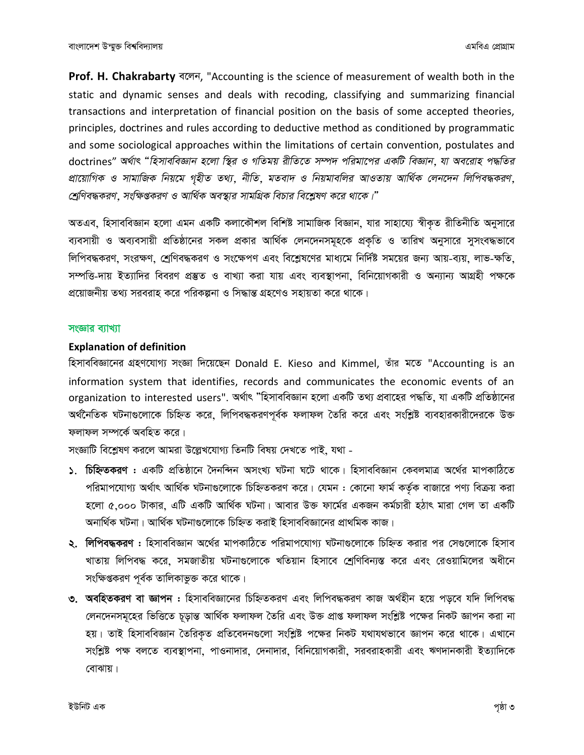**Prof. H. Chakrabarty** বলেন, "Accounting is the science of measurement of wealth both in the static and dynamic senses and deals with recoding, classifying and summarizing financial transactions and interpretation of financial position on the basis of some accepted theories, principles, doctrines and rules according to deductive method as conditioned by programmatic and some sociological approaches within the limitations of certain convention, postulates and doctrines" অর্থাৎ *"হিসাববিজ্ঞান হলো স্থির ও গতিময় রীতিতে সম্পদ পরিমাপের একটি বিজ্ঞান, যা অবরোহ পদ্ধতির প্রায়োগিক ও সামাজিক নিয়মে গৃহীত তথ্য, নীতি, মতবাদ ও নিয়মাবলির আওতায় আর্থিক লেনদেন লিপিবদ্ধকরণ, শ্রেণিবদ্ধকরণ, সংক্ষিপ্তকরণ ও আর্থিক অবস্থার সামগ্রিক বিচার বিশ্লেষণ করে থাকে।"*

অতএব, হিসাববিজ্ঞান হলো এমন একটি কলাকৌশল বিশিষ্ট সামাজিক বিজ্ঞান, যার সাহায্যে স্বীকৃত রীতিনীতি অনুসারে ব্যবসায়ী ও অব্যবসায়ী প্রতিষ্ঠানের সকল প্রকার আর্থিক লেনদেনসমূহকে প্রকৃতি ও তারিখ অনুসারে সুসংবদ্ধভাবে লিপিবদ্ধকরণ, সংরক্ষণ, শ্রেণিবদ্ধকরণ ও সংক্ষেপণ এবং বিশ্লেষণের মাধ্যমে নির্দিষ্ট সময়ের জন্য আয়-ব্যয়, লাভ-ক্ষতি, সম্পত্তি-দায় ইত্যাদির বিবরণ প্রস্তুত ও বাখ্যা করা যায় এবং ব্যবস্থাপনা, বিনিয়োগকারী ও অন্যান্য আগ্রহী পক্ষকে প্রয়োজনীয় তথ্য সরবরাহ করে পরিকল্পনা ও সিদ্ধান্ত গ্রহণেও সহায়তা করে থাকে।

## সংজ্ঞার ব্যাখ্যা

### Explanation of definition

হিসাববিজ্ঞানের গ্রহণযোগ্য সংজ্ঞা দিয়েছেন Donald E. Kieso and Kimmel, তাঁর মতে "Accounting is an information system that identifies, records and communicates the economic events of an organization to interested users". অর্থাৎ "হিসাববিজ্ঞান হলো একটি তথ্য প্রবাহের পদ্ধতি, যা একটি প্রতিষ্ঠানের অর্থনৈতিক ঘটনাগুলোকে চিহ্নিত করে, লিপিবদ্ধকরণপূর্বক ফলাফল তৈরি করে এবং সংশ্লিষ্ট ব্যবহারকারীদেরকে উক্ত ফলাফল সম্পর্কে অবহিত করে।

সংজ্ঞাটি বিশ্লেষণ করলে আমরা উল্লেখযোগ্য তিনটি বিষয় দেখতে পাই, যথা -

১. **চিহ্নিতকরণ :** একটি প্রতিষ্ঠানে দৈনন্দিন অসংখ্য ঘটনা ঘটে থাকে। হিসাববিজ্ঞান কেবলমাত্র অর্থের মাপকাঠিতে পরিমাপযোগ্য অর্থাৎ আর্থিক ঘটনাগুলোকে চিহ্নিতকরণ করে। যেমন : কোনো ফার্ম কর্তৃক বাজারে পণ্য বিক্রয় করা হলো ৫,০০০ টাকার, এটি একটি আর্থিক ঘটনা। আবার উক্ত ফার্মের একজন কর্মচারী হঠাৎ মারা গেল তা একটি অনার্থিক ঘটনা। আর্থিক ঘটনাগুলোকে চিহ্নিত করাই হিসাববিজ্ঞানের প্রাথমিক কাজ।

২. **লিপিবদ্ধকরণ :** হিসাববিজ্ঞান অর্থের মাপকাঠিতে পরিমাপযোগ্য ঘটনাগুলোকে চিহ্নিত করার পর সেগুলোকে হিসাব খাতায় লিপিবদ্ধ করে, সমজাতীয় ঘটনাগুলোকে খতিয়ান হিসাবে শ্রেণিবিন্যস্ত করে এবং রেওয়ামিলের অধীনে সংক্ষিপ্তকরণ পূর্বক তালিকাভুক্ত করে থাকে।

৩. **অবহিতকরণ বা জ্ঞাপন :** হিসাববিজ্ঞানের চিহ্নিতকরণ এবং লিপিবদ্ধকরণ কাজ অর্থহীন হয়ে পড়বে যদি লিপিবদ্ধ লেনদেনসমূহের ভিত্তিতে চূড়ান্ত আর্থিক ফলাফল তৈরি এবং উক্ত প্রাপ্ত ফলাফল সংশ্লিষ্ট পক্ষের নিকট জ্ঞাপন করা না হয়। তাই হিসাববিজ্ঞান তৈরিকৃত প্রতিবেদনগুলো সংশ্লিষ্ট পক্ষের নিকট যথাযথভাবে জ্ঞাপন করে থাকে। এখানে সংশ্লিষ্ট পক্ষ বলতে ব্যবস্থাপনা, পাওনাদার, দেনাদার, বিনিয়োগকারী, সরবরাহকারী এবং ঋণদানকারী ইত্যাদিকে বোঝায়।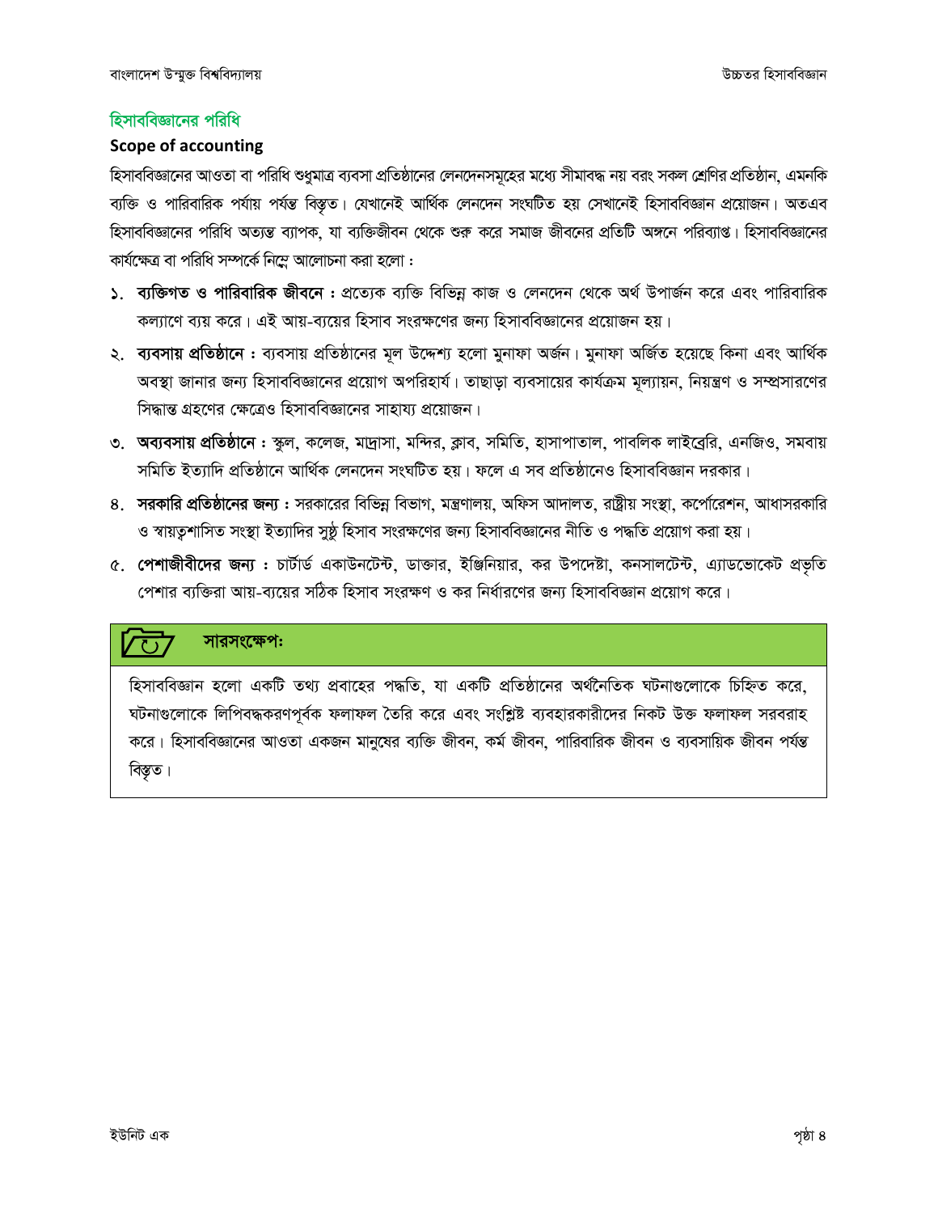## হিসাববিজ্ঞানের পরিধি

### Scope of accounting

হিসাববিজ্ঞানের আওতা বা পরিধি শুধুমাত্র ব্যবসা প্রতিষ্ঠানের লেনদেনসমূহের মধ্যে সীমাবদ্ধ নয় বরং সকল শ্রেণির প্রতিষ্ঠান, এমনকি ব্যক্তি ও পারিবারিক পর্যায় পর্যন্ত বিস্তৃত। যেখানেই আর্থিক লেনদেন সংঘটিত হয় সেখানেই হিসাববিজ্ঞান প্রয়োজন। অতএব হিসাববিজ্ঞানের পরিধি অত্যন্ত ব্যাপক, যা ব্যক্তিজীবন থেকে শুরু করে সমাজ জীবনের প্রতিটি অঙ্গনে পরিব্যাপ্ত। হিসাববিজ্ঞানের কার্যক্ষেত্র বা পরিধি সম্পর্কে নিম্নে আলোচনা করা হলো :

১. **ব্যক্তিগত ও পারিবারিক জীবনে :** প্রত্যেক ব্যক্তি বিভিন্ন কাজ ও লেনদেন থেকে অর্থ উপার্জন করে এবং পারিবারিক কল্যাণে ব্যয় করে। এই আয়-ব্যয়ের হিসাব সংরক্ষণের জন্য হিসাববিজ্ঞানের প্রয়োজন হয়।

২. **ব্যবসায় প্রতিষ্ঠানে :** ব্যবসায় প্রতিষ্ঠানের মূল উদ্দেশ্য হলো মুনাফা অর্জন। মুনাফা অর্জিত হয়েছে কিনা এবং আর্থিক অবস্থা জানার জন্য হিসাববিজ্ঞানের প্রয়োগ অপরিহার্য। তাছাড়া ব্যবসায়ের কার্যক্রম মূল্যায়ন, নিয়ন্ত্রণ ও সম্প্রসারণের সিদ্ধান্ত গ্রহণের ক্ষেত্রেও হিসাববিজ্ঞানের সাহায্য প্রয়োজন।

৩. **অব্যবসায় প্রতিষ্ঠানে :** স্কুল, কলেজ, মাদ্রাসা, মন্দির, ক্লাব, সমিতি, হাসাপাতাল, পাবলিক লাইব্রেরি, এনজিও, সমবায় সমিতি ইত্যাদি প্রতিষ্ঠানে আর্থিক লেনদেন সংঘটিত হয়। ফলে এ সব প্রতিষ্ঠানেও হিসাববিজ্ঞান দরকার।

৪. **সরকারি প্রতিষ্ঠানের জন্য :** সরকারের বিভিন্ন বিভাগ, মন্ত্রণালয়, অফিস আদালত, রাষ্ট্রীয় সংস্থা, কর্পোরেশন, আধাসরকারি ও স্বায়ত্বশাসিত সংস্থা ইত্যাদির সুষ্ঠু হিসাব সংরক্ষণের জন্য হিসাববিজ্ঞানের নীতি ও পদ্ধতি প্রয়োগ করা হয়।

৫. **পেশাজীবীদের জন্য :** চার্টার্ড একাউনটেন্ট, ডাক্তার, ইঞ্জিনিয়ার, কর উপদেষ্টা, কনসালটেন্ট, এ্যাডভোকেট প্রভৃতি পেশার ব্যক্তিরা আয়-ব্যয়ের সঠিক হিসাব সংরক্ষণ ও কর নির্ধারণের জন্য হিসাববিজ্ঞান প্রয়োগ করে।

**সারসংক্ষেপ:**

হিসাববিজ্ঞান হলো একটি তথ্য প্রবাহের পদ্ধতি, যা একটি প্রতিষ্ঠানের অর্থনৈতিক ঘটনাগুলোকে চিহ্নিত করে, ঘটনাগুলোকে লিপিবদ্ধকরণপূর্বক ফলাফল তৈরি করে এবং সংশ্লিষ্ট ব্যবহারকারীদের নিকট উক্ত ফলাফল সরবরাহ করে। হিসাববিজ্ঞানের আওতা একজন মানুষের ব্যক্তি জীবন, কর্ম জীবন, পারিবারিক জীবন ও ব্যবসায়িক জীবন পর্যন্ত বিস্তৃত।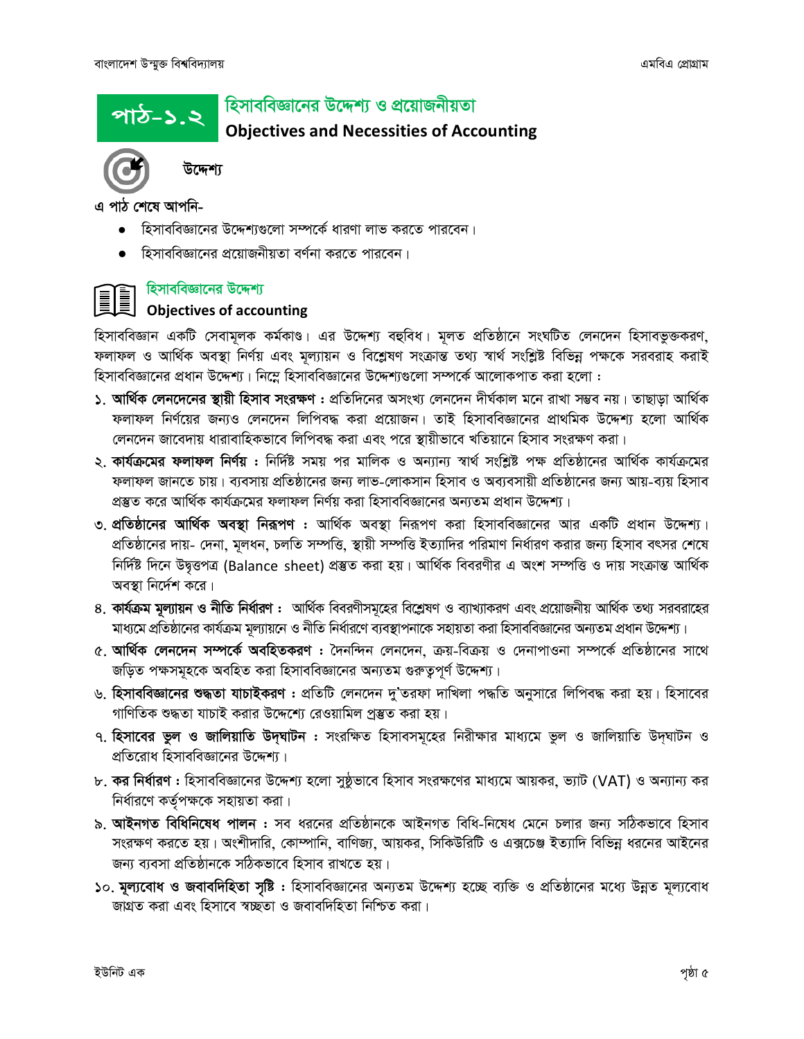# পাঠ-১.২ হিসাববিজ্ঞানের উদ্দেশ্য ও প্রয়োজনীয়তা

## Objectives and Necessities of Accounting

### উদ্দেশ্য

**এ পাঠ শেষে আপনি-**

- হিসাববিজ্ঞানের উদ্দেশ্যগুলো সম্পর্কে ধারণা লাভ করতে পারবেন।
- হিসাববিজ্ঞানের প্রয়োজনীয়তা বর্ণনা করতে পারবেন।

### হিসাববিজ্ঞানের উদ্দেশ্য

### Objectives of accounting

হিসাববিজ্ঞান একটি সেবামূলক কর্মকাণ্ড। এর উদ্দেশ্য বহুবিধ। মূলত প্রতিষ্ঠানে সংঘটিত লেনদেন হিসাবভুক্তকরণ, ফলাফল ও আর্থিক অবস্থা নির্ণয় এবং মূল্যায়ন ও বিশ্লেষণ সংক্রান্ত তথ্য স্বার্থ সংশ্লিষ্ট বিভিন্ন পক্ষকে সরবরাহ করাই হিসাববিজ্ঞানের প্রধান উদ্দেশ্য। নিম্নে হিসাববিজ্ঞানের উদ্দেশ্যগুলো সম্পর্কে আলোকপাত করা হলো :

১. **আর্থিক লেনদেনের স্থায়ী হিসাব সংরক্ষণ :** প্রতিদিনের অসংখ্য লেনদেন দীর্ঘকাল মনে রাখা সম্ভব নয়। তাছাড়া আর্থিক ফলাফল নির্ণয়ের জন্যও লেনদেন লিপিবদ্ধ করা প্রয়োজন। তাই হিসাববিজ্ঞানের প্রাথমিক উদ্দেশ্য হলো আর্থিক লেনদেন জাবেদায় ধারাবাহিকভাবে লিপিবদ্ধ করা এবং পরে স্থায়ীভাবে খতিয়ানে হিসাব সংরক্ষণ করা।

২. **কার্যক্রমের ফলাফল নির্ণয় :** নির্দিষ্ট সময় পর মালিক ও অন্যান্য স্বার্থ সংশ্লিষ্ট পক্ষ প্রতিষ্ঠানের আর্থিক কার্যক্রমের ফলাফল জানতে চায়। ব্যবসায় প্রতিষ্ঠানের জন্য লাভ-লোকসান হিসাব ও অব্যবসায়ী প্রতিষ্ঠানের জন্য আয়-ব্যয় হিসাব প্রস্তুত করে আর্থিক কার্যক্রমের ফলাফল নির্ণয় করা হিসাববিজ্ঞানের অন্যতম প্রধান উদ্দেশ্য।

৩. **প্রতিষ্ঠানের আর্থিক অবস্থা নিরূপণ :** আর্থিক অবস্থা নিরূপণ করা হিসাববিজ্ঞানের আর একটি প্রধান উদ্দেশ্য। প্রতিষ্ঠানের দায়- দেনা, মূলধন, চলতি সম্পত্তি, স্থায়ী সম্পত্তি ইত্যাদির পরিমাণ নির্ধারণ করার জন্য হিসাব বৎসর শেষে নির্দিষ্ট দিনে উদ্বৃত্তপত্র (Balance sheet) প্রস্তুত করা হয়। আর্থিক বিবরণীর এ অংশ সম্পত্তি ও দায় সংক্রান্ত আর্থিক অবস্থা নির্দেশ করে।

৪. **কার্যক্রম মূল্যায়ন ও নীতি নির্ধারণ :** আর্থিক বিবরণীসমূহের বিশ্লেষণ ও ব্যাখ্যাকরণ এবং প্রয়োজনীয় আর্থিক তথ্য সরবরাহের মাধ্যমে প্রতিষ্ঠানের কার্যক্রম মূল্যায়নে ও নীতি নির্ধারণে ব্যবস্থাপনাকে সহায়তা করা হিসাববিজ্ঞানের অন্যতম প্রধান উদ্দেশ্য।

৫. **আর্থিক লেনদেন সম্পর্কে অবহিতকরণ :** দৈনন্দিন লেনদেন, ক্রয়-বিক্রয় ও দেনাপাওনা সম্পর্কে প্রতিষ্ঠানের সাথে জড়িত পক্ষসমূহকে অবহিত করা হিসাববিজ্ঞানের অন্যতম গুরুত্বপূর্ণ উদ্দেশ্য।

৬. **হিসাববিজ্ঞানের শুদ্ধতা যাচাইকরণ :** প্রতিটি লেনদেন দু'তরফা দাখিলা পদ্ধতি অনুসারে লিপিবদ্ধ করা হয়। হিসাবের গাণিতিক শুদ্ধতা যাচাই করার উদ্দেশ্যে রেওয়ামিল প্রস্তুত করা হয়।

৭. **হিসাবের ভুল ও জালিয়াতি উদ্ঘাটন :** সংরক্ষিত হিসাবসমূহের নিরীক্ষার মাধ্যমে ভুল ও জালিয়াতি উদ্ঘাটন ও প্রতিরোধ হিসাববিজ্ঞানের উদ্দেশ্য।

৮. **কর নির্ধারণ :** হিসাববিজ্ঞানের উদ্দেশ্য হলো সুষ্ঠুভাবে হিসাব সংরক্ষণের মাধ্যমে আয়কর, ভ্যাট (VAT) ও অন্যান্য কর নির্ধারণে কর্তৃপক্ষকে সহায়তা করা।

৯. **আইনগত বিধিনিষেধ পালন :** সব ধরনের প্রতিষ্ঠানকে আইনগত বিধি-নিষেধ মেনে চলার জন্য সঠিকভাবে হিসাব সংরক্ষণ করতে হয়। অংশীদারি, কোম্পানি, বাণিজ্য, আয়কর, সিকিউরিটি ও এক্সচেঞ্জ ইত্যাদি বিভিন্ন ধরনের আইনের জন্য ব্যবসা প্রতিষ্ঠানকে সঠিকভাবে হিসাব রাখতে হয়।

১০. **মূল্যবোধ ও জবাবদিহিতা সৃষ্টি :** হিসাববিজ্ঞানের অন্যতম উদ্দেশ্য হচ্ছে ব্যক্তি ও প্রতিষ্ঠানের মধ্যে উন্নত মূল্যবোধ জাগ্রত করা এবং হিসাবে স্বচ্ছতা ও জবাবদিহিতা নিশ্চিত করা।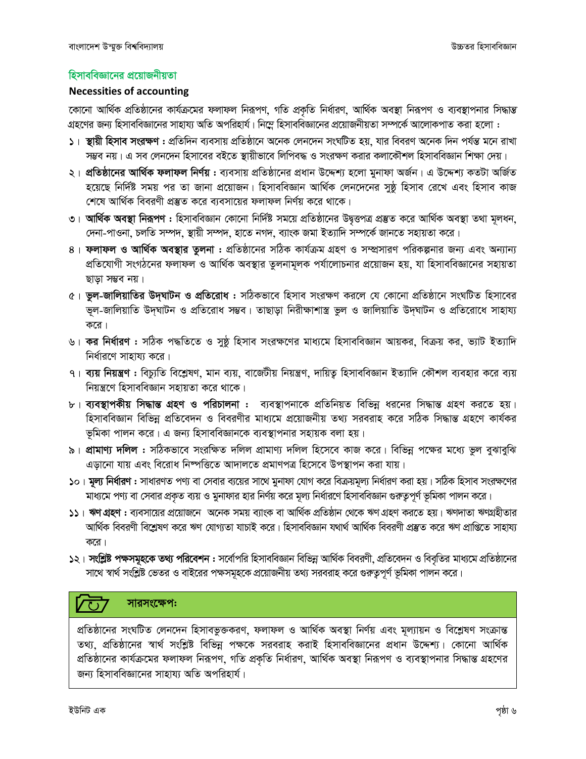## হিসাববিজ্ঞানের প্রয়োজনীয়তা

### Necessities of accounting

কোনো আর্থিক প্রতিষ্ঠানের কার্যক্রমের ফলাফল নিরূপণ, গতি প্রকৃতি নির্ধারণ, আর্থিক অবস্থা নিরূপণ ও ব্যবস্থাপনার সিদ্ধান্ত গ্রহণের জন্য হিসাববিজ্ঞানের সাহায্য অতি অপরিহার্য। নিম্নে হিসাববিজ্ঞানের প্রয়োজনীয়তা সম্পর্কে আলোকপাত করা হলো :

১। **স্থায়ী হিসাব সংরক্ষণ :** প্রতিদিন ব্যবসায় প্রতিষ্ঠানে অনেক লেনদেন সংঘটিত হয়, যার বিবরণ অনেক দিন পর্যন্ত মনে রাখা সম্ভব নয়। এ সব লেনদেন হিসাবের বইতে স্থায়ীভাবে লিপিবদ্ধ ও সংরক্ষণ করার কলাকৌশল হিসাববিজ্ঞান শিক্ষা দেয়।

২। **প্রতিষ্ঠানের আর্থিক ফলাফল নির্ণয় :** ব্যবসায় প্রতিষ্ঠানের প্রধান উদ্দেশ্য হলো মুনাফা অর্জন। এ উদ্দেশ্য কতটা অর্জিত হয়েছে নির্দিষ্ট সময় পর তা জানা প্রয়োজন। হিসাববিজ্ঞান আর্থিক লেনদেনের সুষ্ঠ হিসাব রেখে এবং হিসাব কাজ শেষে আর্থিক বিবরণী প্রস্তুত করে ব্যবসায়ের ফলাফল নির্ণয় করে থাকে।

৩। **আর্থিক অবস্থা নিরূপণ :** হিসাববিজ্ঞান কোনো নির্দিষ্ট সময়ে প্রতিষ্ঠানের উদ্বৃত্তপত্র প্রস্তুত করে আর্থিক অবস্থা তথা মূলধন, দেনা-পাওনা, চলতি সম্পদ, স্থায়ী সম্পদ, হাতে নগদ, ব্যাংক জমা ইত্যাদি সম্পর্কে জানতে সহায়তা করে।

৪। **ফলাফল ও আর্থিক অবস্থার তুলনা :** প্রতিষ্ঠানের সঠিক কার্যক্রম গ্রহণ ও সম্প্রসারণ পরিকল্পনার জন্য এবং অন্যান্য প্রতিযোগী সংগঠনের ফলাফল ও আর্থিক অবস্থার তুলনামূলক পর্যালোচনার প্রয়োজন হয়, যা হিসাববিজ্ঞানের সহায়তা ছাড়া সম্ভব নয়।

৫। **ভুল-জালিয়াতির উদ্‌ঘাটন ও প্রতিরোধ :** সঠিকভাবে হিসাব সংরক্ষণ করলে যে কোনো প্রতিষ্ঠানে সংঘটিত হিসাবের ভূল-জালিয়াতি উদ্‌ঘাটন ও প্রতিরোধ সম্ভব। তাছাড়া নিরীক্ষাশাস্ত্র ভুল ও জালিয়াতি উদ্‌ঘাটন ও প্রতিরোধে সাহায্য করে।

৬। **কর নির্ধারণ :** সঠিক পদ্ধতিতে ও সুষ্ঠ হিসাব সংরক্ষণের মাধ্যমে হিসাববিজ্ঞান আয়কর, বিক্রয় কর, ভ্যাট ইত্যাদি নির্ধারণে সাহায্য করে।

৭। **ব্যয় নিয়ন্ত্রণ :** বিচ্যুতি বিশ্লেষণ, মান ব্যয়, বাজেটীয় নিয়ন্ত্রণ, দায়িত্ব হিসাববিজ্ঞান ইত্যাদি কৌশল ব্যবহার করে ব্যয় নিয়ন্ত্রণে হিসাববিজ্ঞান সহায়তা করে থাকে।

৮। **ব্যবস্থাপকীয় সিদ্ধান্ত গ্রহণ ও পরিচালনা :** ব্যবস্থাপনাকে প্রতিনিয়ত বিভিন্ন ধরনের সিদ্ধান্ত গ্রহণ করতে হয়। হিসাববিজ্ঞান বিভিন্ন প্রতিবেদন ও বিবরণীর মাধ্যমে প্রয়োজনীয় তথ্য সরবরাহ করে সঠিক সিদ্ধান্ত গ্রহণে কার্যকর ভূমিকা পালন করে। এ জন্য হিসাববিজ্ঞানকে ব্যবস্থাপনার সহায়ক বলা হয়।

৯। **প্রামাণ্য দলিল :** সঠিকভাবে সংরক্ষিত দলিল প্রামাণ্য দলিল হিসেবে কাজ করে। বিভিন্ন পক্ষের মধ্যে ভুল বুঝাবুঝি এড়ানো যায় এবং বিরোধ নিষ্পত্তিতে আদালতে প্রমাণপত্র হিসেবে উপস্থাপন করা যায়।

১০। **মূল্য নির্ধারণ :** সাধারণত পণ্য বা সেবার ব্যয়ের সাথে মুনাফা যোগ করে বিক্রয়মূল্য নির্ধারণ করা হয়। সঠিক হিসাব সংরক্ষণের মাধ্যমে পণ্য বা সেবার প্রকৃত ব্যয় ও মুনাফার হার নির্ণয় করে মূল্য নির্ধারণে হিসাববিজ্ঞান গুরুত্বপূর্ণ ভূমিকা পালন করে।

১১। **ঋণ গ্রহণ :** ব্যবসায়ের প্রয়োজনে অনেক সময় ব্যাংক বা আর্থিক প্রতিষ্ঠান থেকে ঋণ গ্রহণ করতে হয়। ঋণদাতা ঋণগ্রহীতার আর্থিক বিবরণী বিশ্লেষণ করে ঋণ যোগ্যতা যাচাই করে। হিসাববিজ্ঞান যথার্থ আর্থিক বিবরণী প্রস্তুত করে ঋণ প্রাপ্তিতে সাহায্য করে।

১২। **সংশ্লিষ্ট পক্ষসমূহকে তথ্য পরিবেশন :** সর্বোপরি হিসাববিজ্ঞান বিভিন্ন আর্থিক বিবরণী, প্রতিবেদন ও বিবৃতির মাধ্যমে প্রতিষ্ঠানের সাথে স্বার্থ সংশ্লিষ্ট ভেতর ও বাইরের পক্ষসমূহকে প্রয়োজনীয় তথ্য সরবরাহ করে গুরুত্বপূর্ণ ভূমিকা পালন করে।

**সারসংক্ষেপ:**

প্রতিষ্ঠানের সংঘটিত লেনদেন হিসাবভুক্তকরণ, ফলাফল ও আর্থিক অবস্থা নির্ণয় এবং মূল্যায়ন ও বিশ্লেষণ সংক্রান্ত তথ্য, প্রতিষ্ঠানের স্বার্থ সংশ্লিষ্ট বিভিন্ন পক্ষকে সরবরাহ করাই হিসাববিজ্ঞানের প্রধান উদ্দেশ্য। কোনো আর্থিক প্রতিষ্ঠানের কার্যক্রমের ফলাফল নিরূপণ, গতি প্রকৃতি নির্ধারণ, আর্থিক অবস্থা নিরূপণ ও ব্যবস্থাপনার সিদ্ধান্ত গ্রহণের জন্য হিসাববিজ্ঞানের সাহায্য অতি অপরিহার্য।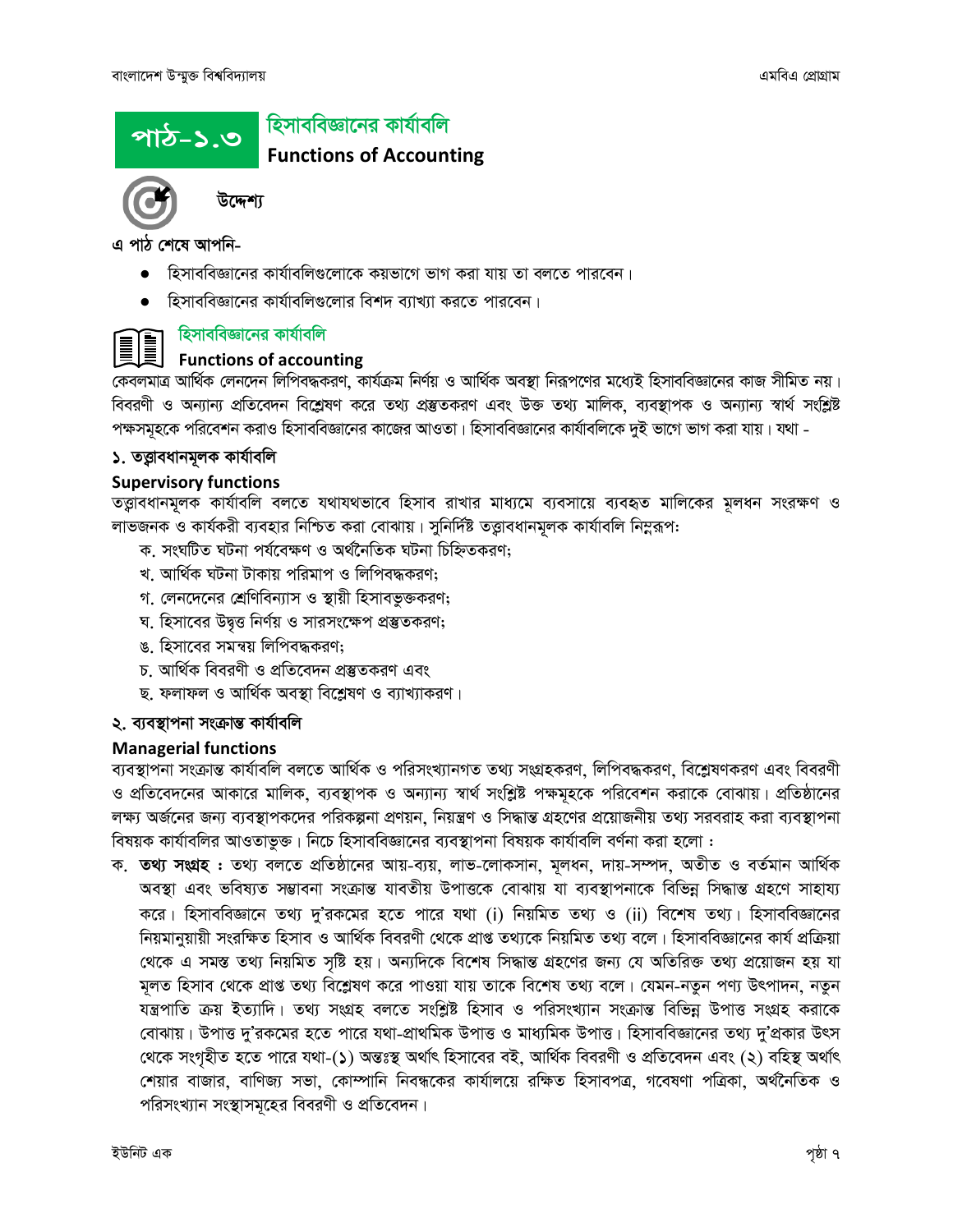# পাঠ-১.৩ হিসাববিজ্ঞানের কার্যাবলি

## Functions of Accounting

### উদ্দেশ্য

এ পাঠ শেষে আপনি-

- হিসাববিজ্ঞানের কার্যাবলিগুলোকে কয়ভাগে ভাগ করা যায় তা বলতে পারবেন।
- হিসাববিজ্ঞানের কার্যাবলিগুলোর বিশদ ব্যাখ্যা করতে পারবেন।

## হিসাববিজ্ঞানের কার্যাবলি

### Functions of accounting

কেবলমাত্র আর্থিক লেনদেন লিপিবদ্ধকরণ, কার্যক্রম নির্ণয় ও আর্থিক অবস্থা নিরূপণের মধ্যেই হিসাববিজ্ঞানের কাজ সীমিত নয়। বিবরণী ও অন্যান্য প্রতিবেদন বিশ্লেষণ করে তথ্য প্রস্তুতকরণ এবং উক্ত তথ্য মালিক, ব্যবস্থাপক ও অন্যান্য স্বার্থ সংশ্লিষ্ট পক্ষসমূহকে পরিবেশন করাও হিসাববিজ্ঞানের কাজের আওতা। হিসাববিজ্ঞানের কার্যাবলিকে দুই ভাগে ভাগ করা যায়। যথা -

### ১. তত্ত্বাবধানমূলক কার্যাবলি

**Supervisory functions**

তত্ত্বাবধানমূলক কার্যাবলি বলতে যথাযথভাবে হিসাব রাখার মাধ্যমে ব্যবসায়ে ব্যবহৃত মালিকের মূলধন সংরক্ষণ ও লাভজনক ও কার্যকরী ব্যবহার নিশ্চিত করা বোঝায়। সুনির্দিষ্ট তত্ত্বাবধানমূলক কার্যাবলি নিম্নরূপ:

ক. সংঘটিত ঘটনা পর্যবেক্ষণ ও অর্থনৈতিক ঘটনা চিহ্নিতকরণ;
খ. আর্থিক ঘটনা টাকায় পরিমাপ ও লিপিবদ্ধকরণ;
গ. লেনদেনের শ্রেণিবিন্যাস ও স্থায়ী হিসাবভুক্তকরণ;
ঘ. হিসাবের উদ্বৃত্ত নির্ণয় ও সারসংক্ষেপ প্রস্তুতকরণ;
ঙ. হিসাবের সমন্বয় লিপিবদ্ধকরণ;
চ. আর্থিক বিবরণী ও প্রতিবেদন প্রস্তুতকরণ এবং
ছ. ফলাফল ও আর্থিক অবস্থা বিশ্লেষণ ও ব্যাখ্যাকরণ।

### ২. ব্যবস্থাপনা সংক্রান্ত কার্যাবলি

**Managerial functions**

ব্যবস্থাপনা সংক্রান্ত কার্যাবলি বলতে আর্থিক ও পরিসংখ্যানগত তথ্য সংগ্রহকরণ, লিপিবদ্ধকরণ, বিশ্লেষণকরণ এবং বিবরণী ও প্রতিবেদনের আকারে মালিক, ব্যবস্থাপক ও অন্যান্য স্বার্থ সংশ্লিষ্ট পক্ষমূহকে পরিবেশন করাকে বোঝায়। প্রতিষ্ঠানের লক্ষ্য অর্জনের জন্য ব্যবস্থাপকদের পরিকল্পনা প্রণয়ন, নিয়ন্ত্রণ ও সিদ্ধান্ত গ্রহণের প্রয়োজনীয় তথ্য সরবরাহ করা ব্যবস্থাপনা বিষয়ক কার্যাবলির আওতাভুক্ত। নিচে হিসাববিজ্ঞানের ব্যবস্থাপনা বিষয়ক কার্যাবলি বর্ণনা করা হলো :

ক. **তথ্য সংগ্রহ :** তথ্য বলতে প্রতিষ্ঠানের আয়-ব্যয়, লাভ-লোকসান, মূলধন, দায়-সম্পদ, অতীত ও বর্তমান আর্থিক অবস্থা এবং ভবিষ্যত সম্ভাবনা সংক্রান্ত যাবতীয় উপাত্তকে বোঝায় যা ব্যবস্থাপনাকে বিভিন্ন সিদ্ধান্ত গ্রহণে সাহায্য করে। হিসাববিজ্ঞানে তথ্য দু'রকমের হতে পারে যথা (i) নিয়মিত তথ্য ও (ii) বিশেষ তথ্য। হিসাববিজ্ঞানের নিয়মানুয়ায়ী সংরক্ষিত হিসাব ও আর্থিক বিবরণী থেকে প্রাপ্ত তথ্যকে নিয়মিত তথ্য বলে। হিসাববিজ্ঞানের কার্য প্রক্রিয়া থেকে এ সমস্ত তথ্য নিয়মিত সৃষ্টি হয়। অন্যদিকে বিশেষ সিদ্ধান্ত গ্রহণের জন্য যে অতিরিক্ত তথ্য প্রয়োজন হয় যা মূলত হিসাব থেকে প্রাপ্ত তথ্য বিশ্লেষণ করে পাওয়া যায় তাকে বিশেষ তথ্য বলে। যেমন-নতুন পণ্য উৎপাদন, নতুন যন্ত্রপাতি ক্রয় ইত্যাদি। তথ্য সংগ্রহ বলতে সংশ্লিষ্ট হিসাব ও পরিসংখ্যান সংক্রান্ত বিভিন্ন উপাত্ত সংগ্রহ করাকে বোঝায়। উপাত্ত দু'রকমের হতে পারে যথা-প্রাথমিক উপাত্ত ও মাধ্যমিক উপাত্ত। হিসাববিজ্ঞানের তথ্য দু'প্রকার উৎস থেকে সংগৃহীত হতে পারে যথা-(১) অন্তঃস্থ অর্থাৎ হিসাবের বই, আর্থিক বিবরণী ও প্রতিবেদন এবং (২) বহিস্থ অর্থাৎ শেয়ার বাজার, বাণিজ্য সভা, কোম্পানি নিবন্ধকের কার্যালয়ে রক্ষিত হিসাবপত্র, গবেষণা পত্রিকা, অর্থনৈতিক ও পরিসংখ্যান সংস্থাসমূহের বিবরণী ও প্রতিবেদন।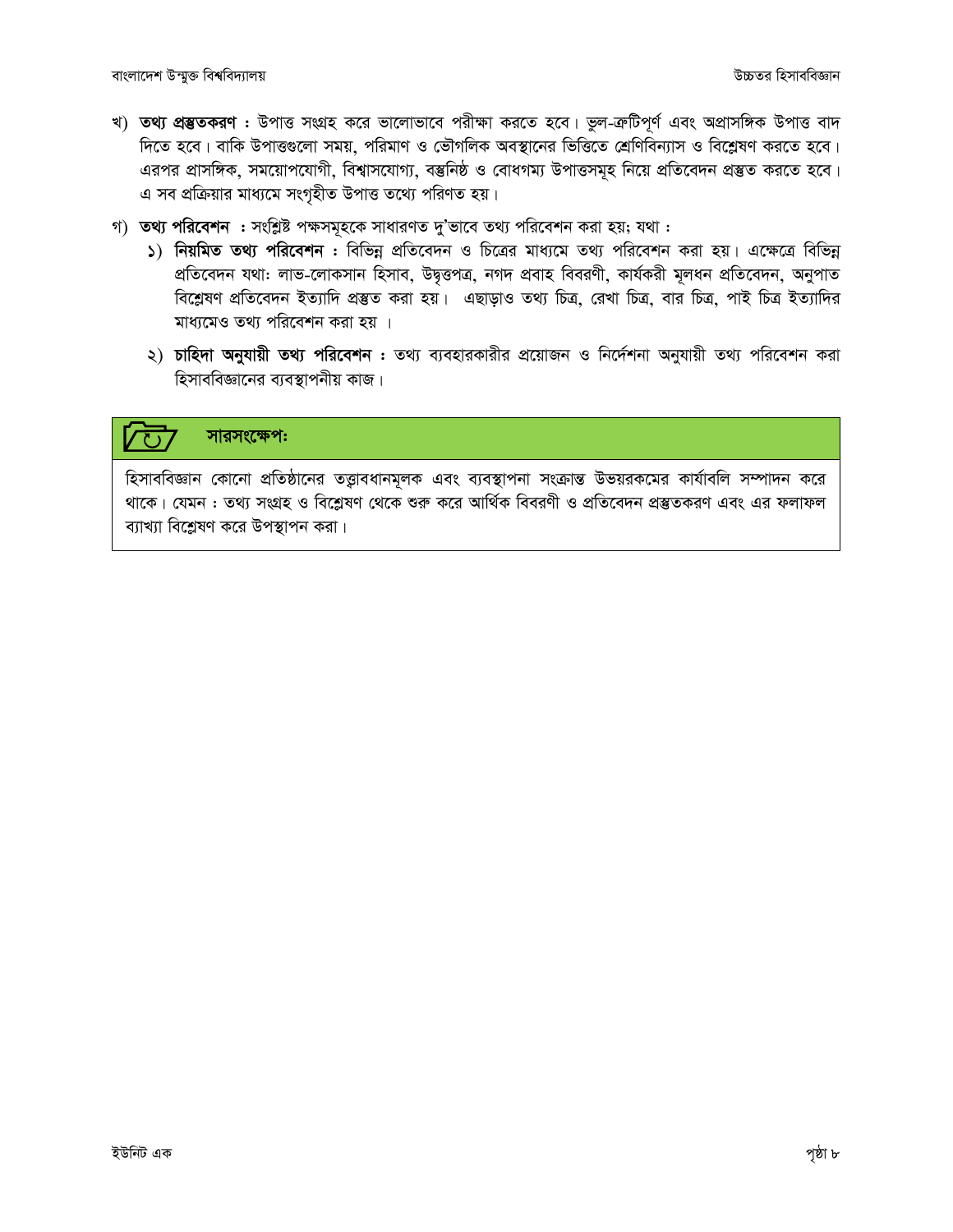খ) **তথ্য প্রস্তুতকরণ :** উপাত্ত সংগ্রহ করে ভালোভাবে পরীক্ষা করতে হবে। ভুল-ত্রুটিপূর্ণ এবং অপ্রাসঙ্গিক উপাত্ত বাদ দিতে হবে। বাকি উপাত্তগুলো সময়, পরিমাণ ও ভৌগলিক অবস্থানের ভিত্তিতে শ্রেণিবিন্যাস ও বিশ্লেষণ করতে হবে। এরপর প্রাসঙ্গিক, সময়োপযোগী, বিশ্বাসযোগ্য, বস্তুনিষ্ঠ ও বোধগম্য উপাত্তসমূহ নিয়ে প্রতিবেদন প্রস্তুত করতে হবে। এ সব প্রক্রিয়ার মাধ্যমে সংগৃহীত উপাত্ত তথ্যে পরিণত হয়।

গ) **তথ্য পরিবেশন :** সংশ্লিষ্ট পক্ষসমূহকে সাধারণত দু'ভাবে তথ্য পরিবেশন করা হয়; যথা :

১) **নিয়মিত তথ্য পরিবেশন :** বিভিন্ন প্রতিবেদন ও চিত্রের মাধ্যমে তথ্য পরিবেশন করা হয়। এক্ষেত্রে বিভিন্ন প্রতিবেদন যথাঃ লাভ-লোকসান হিসাব, উদ্বৃত্তপত্র, নগদ প্রবাহ বিবরণী, কার্যকরী মূলধন প্রতিবেদন, অনুপাত বিশ্লেষণ প্রতিবেদন ইত্যাদি প্রস্তুত করা হয়। এছাড়াও তথ্য চিত্র, রেখা চিত্র, বার চিত্র, পাই চিত্র ইত্যাদির মাধ্যমেও তথ্য পরিবেশন করা হয় ।

২) **চাহিদা অনুযায়ী তথ্য পরিবেশন :** তথ্য ব্যবহারকারীর প্রয়োজন ও নির্দেশনা অনুযায়ী তথ্য পরিবেশন করা হিসাববিজ্ঞানের ব্যবস্থাপনীয় কাজ।

**সারসংক্ষেপঃ**

হিসাববিজ্ঞান কোনো প্রতিষ্ঠানের তত্ত্বাবধানমূলক এবং ব্যবস্থাপনা সংক্রান্ত উভয়রকমের কার্যাবলি সম্পাদন করে থাকে। যেমন : তথ্য সংগ্রহ ও বিশ্লেষণ থেকে শুরু করে আর্থিক বিবরণী ও প্রতিবেদন প্রস্তুতকরণ এবং এর ফলাফল ব্যাখ্যা বিশ্লেষণ করে উপস্থাপন করা।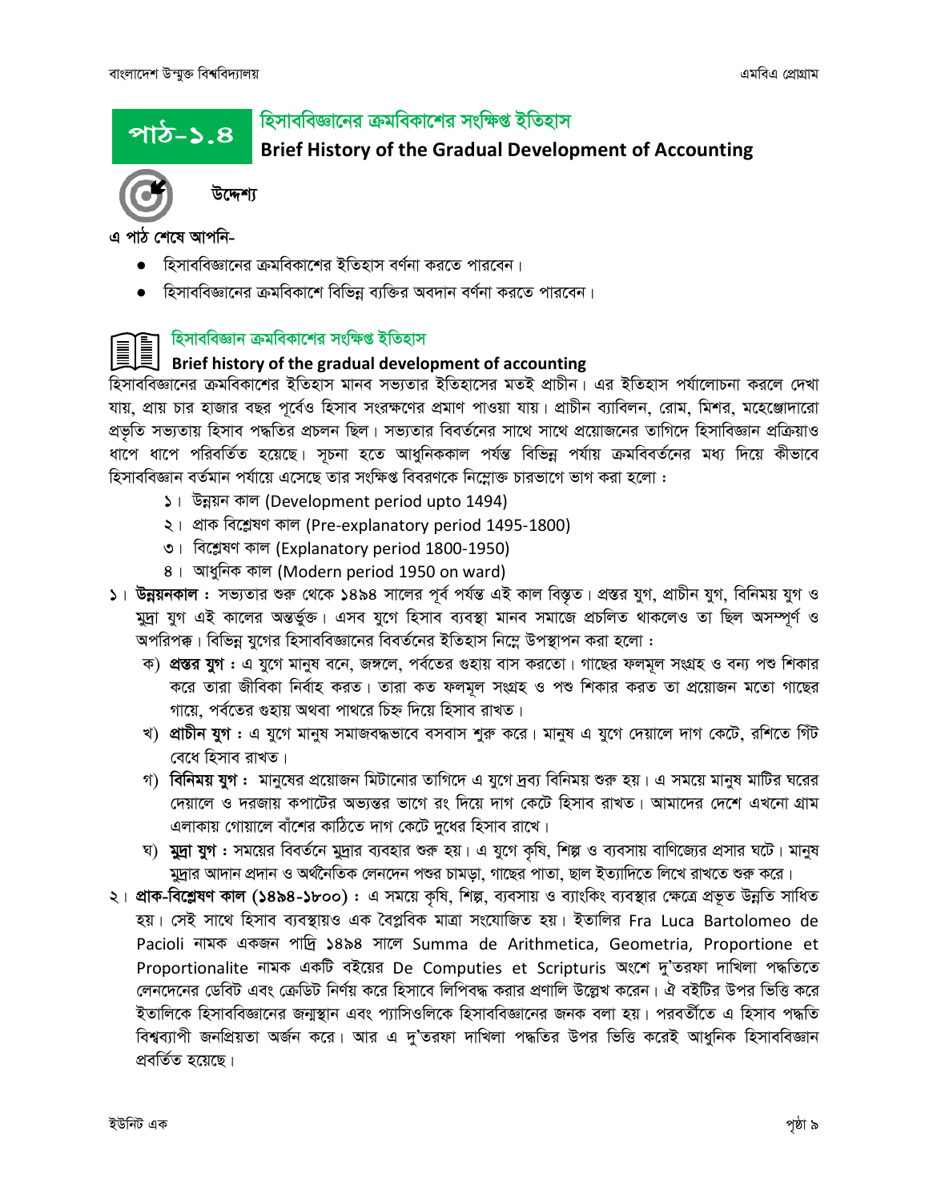## পাঠ-১.৪ হিসাববিজ্ঞানের ক্রমবিকাশের সংক্ষিপ্ত ইতিহাস

## Brief History of the Gradual Development of Accounting

### উদ্দেশ্য

এ পাঠ শেষে আপনি-

- হিসাববিজ্ঞানের ক্রমবিকাশের ইতিহাস বর্ণনা করতে পারবেন।
- হিসাববিজ্ঞানের ক্রমবিকাশে বিভিন্ন ব্যক্তির অবদান বর্ণনা করতে পারবেন।

### হিসাববিজ্ঞান ক্রমবিকাশের সংক্ষিপ্ত ইতিহাস

### Brief history of the gradual development of accounting

হিসাববিজ্ঞানের ক্রমবিকাশের ইতিহাস মানব সভ্যতার ইতিহাসের মতই প্রাচীন। এর ইতিহাস পর্যালোচনা করলে দেখা যায়, প্রায় চার হাজার বছর পূর্বেও হিসাব সংরক্ষণের প্রমাণ পাওয়া যায়। প্রাচীন ব্যাবিলন, রোম, মিশর, মহেঞ্জোদারো প্রভৃতি সভ্যতায় হিসাব পদ্ধতির প্রচলন ছিল। সভ্যতার বিবর্তনের সাথে সাথে প্রয়োজনের তাগিদে হিসাবিজ্ঞান প্রক্রিয়াও ধাপে ধাপে পরিবর্তিত হয়েছে। সূচনা হতে আধুনিককাল পর্যন্ত বিভিন্ন পর্যায় ক্রমবিবর্তনের মধ্য দিয়ে কীভাবে হিসাববিজ্ঞান বর্তমান পর্যায়ে এসেছে তার সংক্ষিপ্ত বিবরণকে নিম্নোক্ত চারভাগে ভাগ করা হলো :

১। উন্নয়ন কাল (Development period upto 1494)
২। প্রাক বিশ্লেষণ কাল (Pre-explanatory period 1495-1800)
৩। বিশ্লেষণ কাল (Explanatory period 1800-1950)
৪। আধুনিক কাল (Modern period 1950 on ward)

১। **উন্নয়নকাল :** সভ্যতার শুরু থেকে ১৪৯৪ সালের পূর্ব পর্যন্ত এই কাল বিস্তৃত। প্রস্তর যুগ, প্রাচীন যুগ, বিনিময় যুগ ও মুদ্রা যুগ এই কালের অন্তর্ভুক্ত। এসব যুগে হিসাব ব্যবস্থা মানব সমাজে প্রচলিত থাকলেও তা ছিল অসম্পূর্ণ ও অপরিপক্ক। বিভিন্ন যুগের হিসাববিজ্ঞানের বিবর্তনের ইতিহাস নিম্নে উপস্থাপন করা হলো :

ক) **প্রস্তর যুগ :** এ যুগে মানুষ বনে, জঙ্গলে, পর্বতের গুহায় বাস করতো। গাছের ফলমূল সংগ্রহ ও বন্য পশু শিকার করে তারা জীবিকা নির্বাহ করত। তারা কত ফলমূল সংগ্রহ ও পশু শিকার করত তা প্রয়োজন মতো গাছের গায়ে, পর্বতের গুহায় অথবা পাথরে চিহ্ন দিয়ে হিসাব রাখত।

খ) **প্রাচীন যুগ :** এ যুগে মানুষ সমাজবদ্ধভাবে বসবাস শুরু করে। মানুষ এ যুগে দেয়ালে দাগ কেটে, রশিতে গিঁট বেধে হিসাব রাখত।

গ) **বিনিময় যুগ :** মানুষের প্রয়োজন মিটানোর তাগিদে এ যুগে দ্রব্য বিনিময় শুরু হয়। এ সময়ে মানুষ মাটির ঘরের দেয়ালে ও দরজায় কপাটের অভ্যন্তর ভাগে রং দিয়ে দাগ কেটে হিসাব রাখত। আমাদের দেশে এখনো গ্রাম এলাকায় গোয়ালে বাঁশের কাঠিতে দাগ কেটে দুধের হিসাব রাখে।

ঘ) **মুদ্রা যুগ :** সময়ের বিবর্তনে মুদ্রার ব্যবহার শুরু হয়। এ যুগে কৃষি, শিল্প ও ব্যবসায় বাণিজ্যের প্রসার ঘটে। মানুষ মুদ্রার আদান প্রদান ও অর্থনৈতিক লেনদেন পশুর চামড়া, গাছের পাতা, ছাল ইত্যাদিতে লিখে রাখতে শুরু করে।

২। **প্রাক-বিশ্লেষণ কাল (১৪৯৪-১৮০০) :** এ সময়ে কৃষি, শিল্প, ব্যবসায় ও ব্যাংকিং ব্যবস্থার ক্ষেত্রে প্রভূত উন্নতি সাধিত হয়। সেই সাথে হিসাব ব্যবস্থায়ও এক বৈপ্লবিক মাত্রা সংযোজিত হয়। ইতালির Fra Luca Bartolomeo de Pacioli নামক একজন পাদ্রি ১৪৯৪ সালে Summa de Arithmetica, Geometria, Proportione et Proportionalite নামক একটি বইয়ের De Computies et Scripturis অংশে দু'তরফা দাখিলা পদ্ধতিতে লেনদেনের ডেবিট এবং ক্রেডিট নির্ণয় করে হিসাবে লিপিবদ্ধ করার প্রণালি উল্লেখ করেন। ঐ বইটির উপর ভিত্তি করে ইতালিকে হিসাববিজ্ঞানের জন্মস্থান এবং প্যাসিওলিকে হিসাববিজ্ঞানের জনক বলা হয়। পরবর্তীতে এ হিসাব পদ্ধতি বিশ্বব্যাপী জনপ্রিয়তা অর্জন করে। আর এ দু'তরফা দাখিলা পদ্ধতির উপর ভিত্তি করেই আধুনিক হিসাববিজ্ঞান প্রবর্তিত হয়েছে।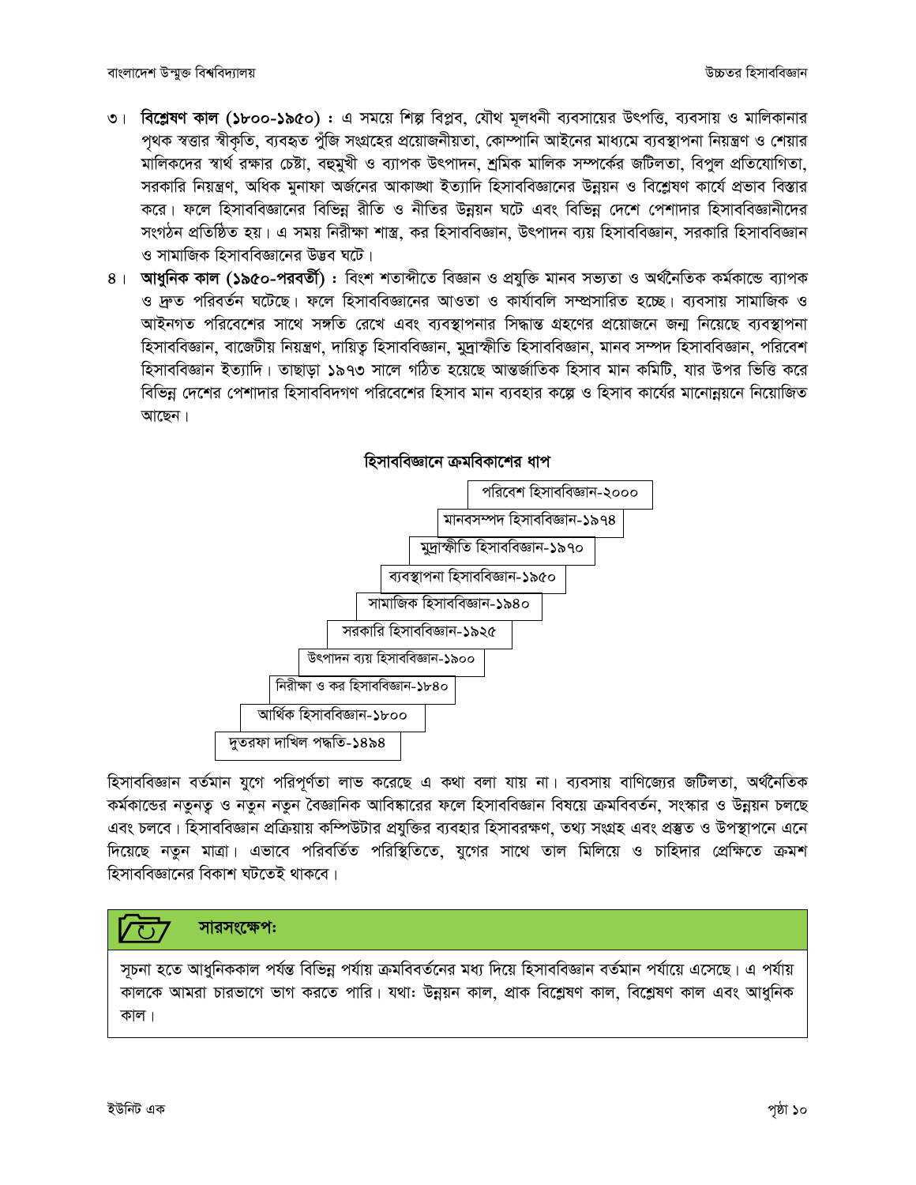৩। **বিশ্লেষণ কাল (১৮০০-১৯৫০) :** এ সময়ে শিল্প বিপ্লব, যৌথ মূলধনী ব্যবসায়ের উৎপত্তি, ব্যবসায় ও মালিকানার পৃথক স্বত্তার স্বীকৃতি, ব্যবহৃত পুঁজি সংগ্রহের প্রয়োজনীয়তা, কোম্পানি আইনের মাধ্যমে ব্যবস্থাপনা নিয়ন্ত্রণ ও শেয়ার মালিকদের স্বার্থ রক্ষার চেষ্টা, বহুমুখী ও ব্যাপক উৎপাদন, শ্রমিক মালিক সম্পর্কের জটিলতা, বিপুল প্রতিযোগিতা, সরকারি নিয়ন্ত্রণ, অধিক মুনাফা অর্জনের আকাঙ্খা ইত্যাদি হিসাববিজ্ঞানের উন্নয়ন ও বিশ্লেষণ কার্যে প্রভাব বিস্তার করে। ফলে হিসাববিজ্ঞানের বিভিন্ন রীতি ও নীতির উন্নয়ন ঘটে এবং বিভিন্ন দেশে পেশাদার হিসাববিজ্ঞানীদের সংগঠন প্রতিষ্ঠিত হয়। এ সময় নিরীক্ষা শাস্ত্র, কর হিসাববিজ্ঞান, উৎপাদন ব্যয় হিসাববিজ্ঞান, সরকারি হিসাববিজ্ঞান ও সামাজিক হিসাববিজ্ঞানের উদ্ভব ঘটে।

৪। **আধুনিক কাল (১৯৫০-পরবর্তী) :** বিংশ শতাব্দীতে বিজ্ঞান ও প্রযুক্তি মানব সভ্যতা ও অর্থনৈতিক কর্মকান্ডে ব্যাপক ও দ্রুত পরিবর্তন ঘটেছে। ফলে হিসাববিজ্ঞানের আওতা ও কার্যাবলি সম্প্রসারিত হচ্ছে। ব্যবসায় সামাজিক ও আইনগত পরিবেশের সাথে সঙ্গতি রেখে এবং ব্যবস্থাপনার সিদ্ধান্ত গ্রহণের প্রয়োজনে জন্ম নিয়েছে ব্যবস্থাপনা হিসাববিজ্ঞান, বাজেটীয় নিয়ন্ত্রণ, দায়িত্ব হিসাববিজ্ঞান, মুদ্রাস্ফীতি হিসাববিজ্ঞান, মানব সম্পদ হিসাববিজ্ঞান, পরিবেশ হিসাববিজ্ঞান ইত্যাদি। তাছাড়া ১৯৭৩ সালে গঠিত হয়েছে আন্তর্জাতিক হিসাব মান কমিটি, যার উপর ভিত্তি করে বিভিন্ন দেশের পেশাদার হিসাববিদগণ পরিবেশের হিসাব মান ব্যবহার কল্পে ও হিসাব কার্যের মানোন্নয়নে নিয়োজিত আছেন।

**হিসাববিজ্ঞানে ক্রমবিকাশের ধাপ**

- পরিবেশ হিসাববিজ্ঞান-২০০০
- মানবসম্পদ হিসাববিজ্ঞান-১৯৭৪
- মুদ্রাস্ফীতি হিসাববিজ্ঞান-১৯৭০
- ব্যবস্থাপনা হিসাববিজ্ঞান-১৯৫০
- সামাজিক হিসাববিজ্ঞান-১৯৪০
- সরকারি হিসাববিজ্ঞান-১৯২৫
- উৎপাদন ব্যয় হিসাববিজ্ঞান-১৯০০
- নিরীক্ষা ও কর হিসাববিজ্ঞান-১৮৪০
- আর্থিক হিসাববিজ্ঞান-১৮০০
- দুতরফা দাখিল পদ্ধতি-১৪৯৪

হিসাববিজ্ঞান বর্তমান যুগে পরিপূর্ণতা লাভ করেছে এ কথা বলা যায় না। ব্যবসায় বাণিজ্যের জটিলতা, অর্থনৈতিক কর্মকান্ডের নতুনত্ব ও নতুন নতুন বৈজ্ঞানিক আবিষ্কারের ফলে হিসাববিজ্ঞান বিষয়ে ক্রমবিবর্তন, সংস্কার ও উন্নয়ন চলছে এবং চলবে। হিসাববিজ্ঞান প্রক্রিয়ায় কম্পিউটার প্রযুক্তির ব্যবহার হিসাবরক্ষণ, তথ্য সংগ্রহ এবং প্রস্তুত ও উপস্থাপনে এনে দিয়েছে নতুন মাত্রা। এভাবে পরিবর্তিত পরিস্থিতিতে, যুগের সাথে তাল মিলিয়ে ও চাহিদার প্রেক্ষিতে ক্রমশ হিসাববিজ্ঞানের বিকাশ ঘটতেই থাকবে।

### সারসংক্ষেপঃ

সূচনা হতে আধুনিককাল পর্যন্ত বিভিন্ন পর্যায় ক্রমবিবর্তনের মধ্য দিয়ে হিসাববিজ্ঞান বর্তমান পর্যায়ে এসেছে। এ পর্যায় কালকে আমরা চারভাগে ভাগ করতে পারি। যথাঃ উন্নয়ন কাল, প্রাক বিশ্লেষণ কাল, বিশ্লেষণ কাল এবং আধুনিক কাল।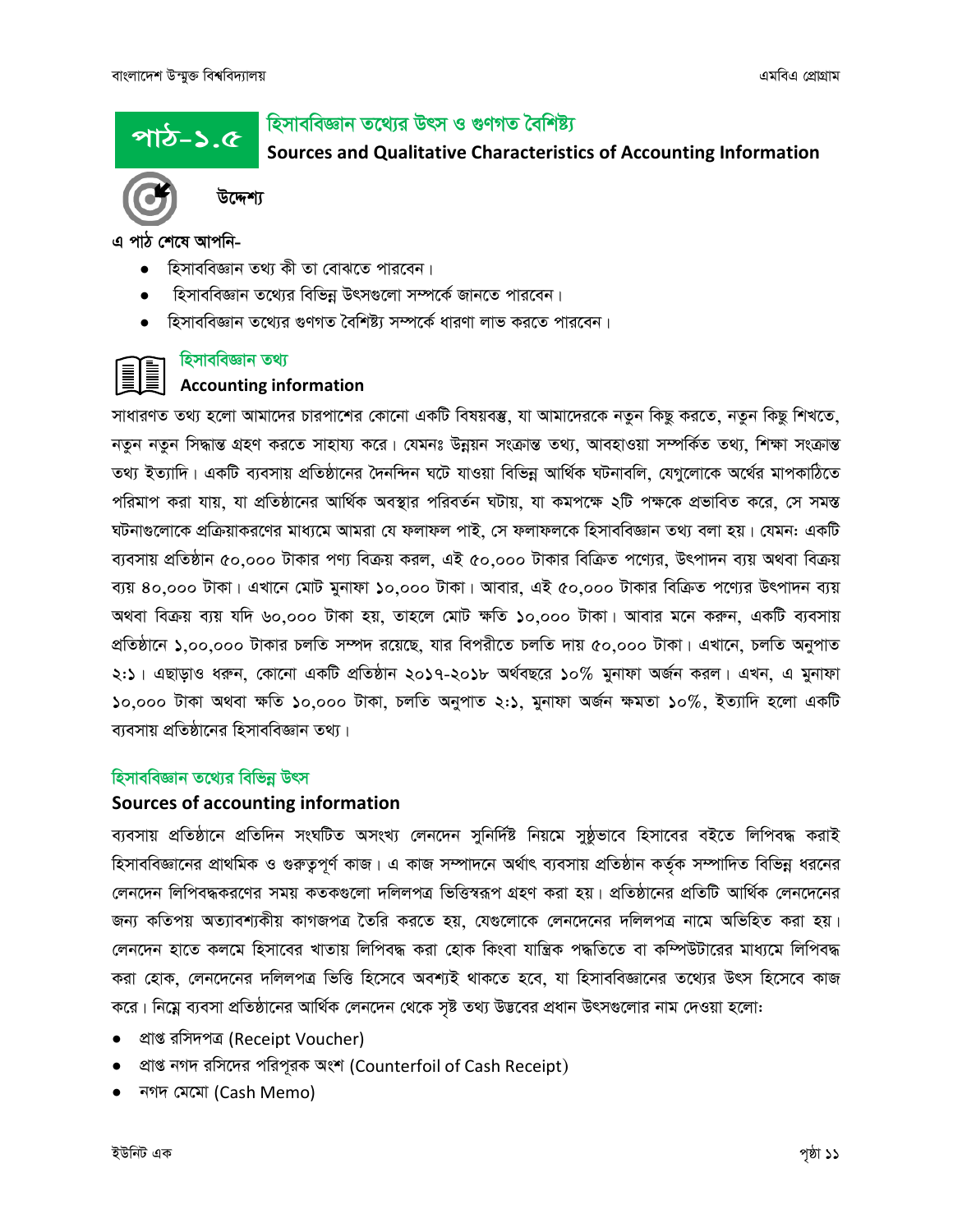## পাঠ-১.৫ হিসাববিজ্ঞান তথ্যের উৎস ও গুণগত বৈশিষ্ট্য

**Sources and Qualitative Characteristics of Accounting Information**

**উদ্দেশ্য**

**এ পাঠ শেষে আপনি-**

- হিসাববিজ্ঞান তথ্য কী তা বোঝতে পারবেন।
- হিসাববিজ্ঞান তথ্যের বিভিন্ন উৎসগুলো সম্পর্কে জানতে পারবেন।
- হিসাববিজ্ঞান তথ্যের গুণগত বৈশিষ্ট্য সম্পর্কে ধারণা লাভ করতে পারবেন।

### হিসাববিজ্ঞান তথ্য

**Accounting information**

সাধারণত তথ্য হলো আমাদের চারপাশের কোনো একটি বিষয়বস্তু, যা আমাদেরকে নতুন কিছু করতে, নতুন কিছু শিখতে, নতুন নতুন সিদ্ধান্ত গ্রহণ করতে সাহায্য করে। যেমনঃ উন্নয়ন সংক্রান্ত তথ্য, আবহাওয়া সম্পর্কিত তথ্য, শিক্ষা সংক্রান্ত তথ্য ইত্যাদি। একটি ব্যবসায় প্রতিষ্ঠানের দৈনন্দিন ঘটে যাওয়া বিভিন্ন আর্থিক ঘটনাবলি, যেগুলোকে অর্থের মাপকাঠিতে পরিমাপ করা যায়, যা প্রতিষ্ঠানের আর্থিক অবস্থার পরিবর্তন ঘটায়, যা কমপক্ষে ২টি পক্ষকে প্রভাবিত করে, সে সমস্ত ঘটনাগুলোকে প্রক্রিয়াকরণের মাধ্যমে আমরা যে ফলাফল পাই, সে ফলাফলকে হিসাববিজ্ঞান তথ্য বলা হয়। যেমন: একটি ব্যবসায় প্রতিষ্ঠান ৫০,০০০ টাকার পণ্য বিক্রয় করল, এই ৫০,০০০ টাকার বিক্রিত পণ্যের, উৎপাদন ব্যয় অথবা বিক্রয় ব্যয় ৪০,০০০ টাকা। এখানে মোট মুনাফা ১০,০০০ টাকা। আবার, এই ৫০,০০০ টাকার বিক্রিত পণ্যের উৎপাদন ব্যয় অথবা বিক্রয় ব্যয় যদি ৬০,০০০ টাকা হয়, তাহলে মোট ক্ষতি ১০,০০০ টাকা। আবার মনে করুন, একটি ব্যবসায় প্রতিষ্ঠানে ১,০০,০০০ টাকার চলতি সম্পদ রয়েছে, যার বিপরীতে চলতি দায় ৫০,০০০ টাকা। এখানে, চলতি অনুপাত ২:১। এছাড়াও ধরুন, কোনো একটি প্রতিষ্ঠান ২০১৭-২০১৮ অর্থবছরে ১০% মুনাফা অর্জন করল। এখন, এ মুনাফা ১০,০০০ টাকা অথবা ক্ষতি ১০,০০০ টাকা, চলতি অনুপাত ২:১, মুনাফা অর্জন ক্ষমতা ১০%, ইত্যাদি হলো একটি ব্যবসায় প্রতিষ্ঠানের হিসাববিজ্ঞান তথ্য।

### হিসাববিজ্ঞান তথ্যের বিভিন্ন উৎস

**Sources of accounting information**

ব্যবসায় প্রতিষ্ঠানে প্রতিদিন সংঘটিত অসংখ্য লেনদেন সুনির্দিষ্ট নিয়মে সুষ্ঠুভাবে হিসাবের বইতে লিপিবদ্ধ করাই হিসাববিজ্ঞানের প্রাথমিক ও গুরুত্বপূর্ণ কাজ। এ কাজ সম্পাদনে অর্থাৎ ব্যবসায় প্রতিষ্ঠান কর্তৃক সম্পাদিত বিভিন্ন ধরনের লেনদেন লিপিবদ্ধকরণের সময় কতকগুলো দলিলপত্র ভিত্তিস্বরূপ গ্রহণ করা হয়। প্রতিষ্ঠানের প্রতিটি আর্থিক লেনদেনের জন্য কতিপয় অত্যাবশ্যকীয় কাগজপত্র তৈরি করতে হয়, যেগুলোকে লেনদেনের দলিলপত্র নামে অভিহিত করা হয়। লেনদেন হাতে কলমে হিসাবের খাতায় লিপিবদ্ধ করা হোক কিংবা যান্ত্রিক পদ্ধতিতে বা কম্পিউটারের মাধ্যমে লিপিবদ্ধ করা হোক, লেনদেনের দলিলপত্র ভিত্তি হিসেবে অবশ্যই থাকতে হবে, যা হিসাববিজ্ঞানের তথ্যের উৎস হিসেবে কাজ করে। নিম্নে ব্যবসা প্রতিষ্ঠানের আর্থিক লেনদেন থেকে সৃষ্ট তথ্য উদ্ভবের প্রধান উৎসগুলোর নাম দেওয়া হলো:

- প্রাপ্ত রসিদপত্র (Receipt Voucher)
- প্রাপ্ত নগদ রসিদের পরিপূরক অংশ (Counterfoil of Cash Receipt)
- নগদ মেমো (Cash Memo)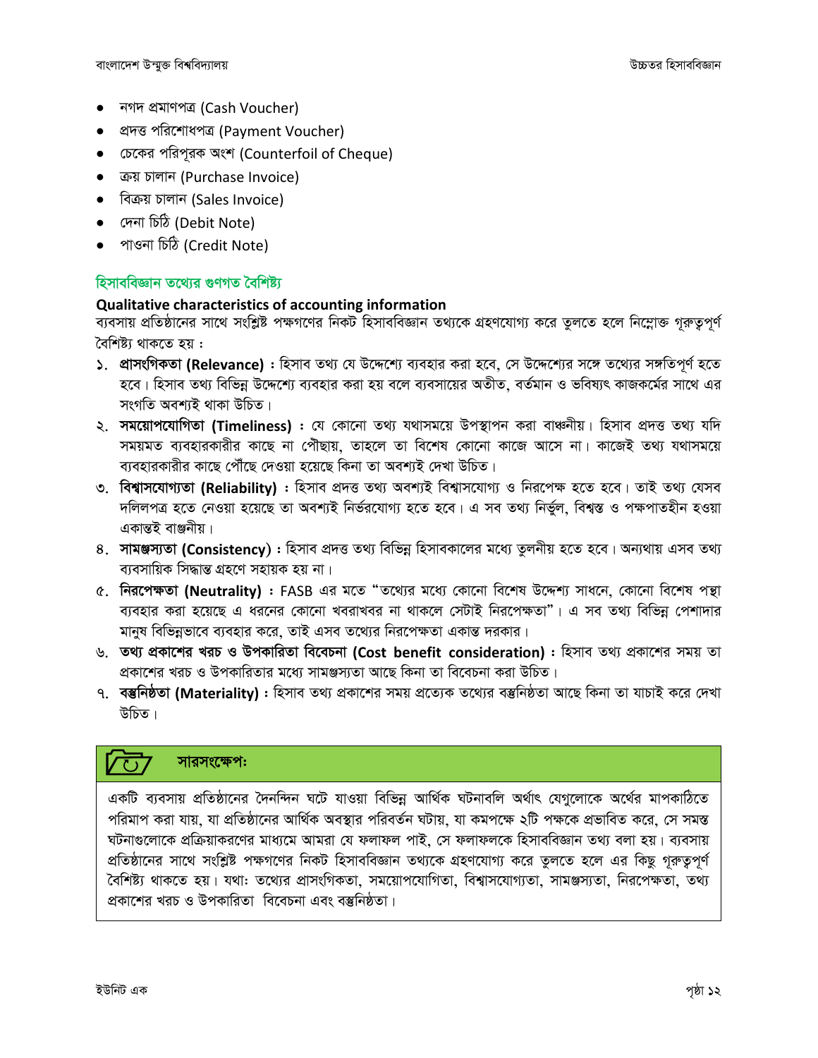- নগদ প্রমাণপত্র (Cash Voucher)
- প্রদত্ত পরিশোধপত্র (Payment Voucher)
- চেকের পরিপূরক অংশ (Counterfoil of Cheque)
- ক্রয় চালান (Purchase Invoice)
- বিক্রয় চালান (Sales Invoice)
- দেনা চিঠি (Debit Note)
- পাওনা চিঠি (Credit Note)

## হিসাববিজ্ঞান তথ্যের গুণগত বৈশিষ্ট্য

### Qualitative characteristics of accounting information

ব্যবসায় প্রতিষ্ঠানের সাথে সংশ্লিষ্ট পক্ষগণের নিকট হিসাববিজ্ঞান তথ্যকে গ্রহণযোগ্য করে তুলতে হলে নিম্নোক্ত গুরুত্বপূর্ণ বৈশিষ্ট্য থাকতে হয় :

১. **প্রাসংগিকতা (Relevance) :** হিসাব তথ্য যে উদ্দেশ্যে ব্যবহার করা হবে, সে উদ্দেশ্যের সঙ্গে তথ্যের সঙ্গতিপূর্ণ হতে হবে। হিসাব তথ্য বিভিন্ন উদ্দেশ্যে ব্যবহার করা হয় বলে ব্যবসায়ের অতীত, বর্তমান ও ভবিষ্যৎ কাজকর্মের সাথে এর সংগতি অবশ্যই থাকা উচিত।

২. **সময়োপযোগিতা (Timeliness) :** যে কোনো তথ্য যথাসময়ে উপস্থাপন করা বাঞ্চনীয়। হিসাব প্রদত্ত তথ্য যদি সময়মত ব্যবহারকারীর কাছে না পৌঁছায়, তাহলে তা বিশেষ কোনো কাজে আসে না। কাজেই তথ্য যথাসময়ে ব্যবহারকারীর কাছে পৌঁছে দেওয়া হয়েছে কিনা তা অবশ্যই দেখা উচিত।

৩. **বিশ্বাসযোগ্যতা (Reliability) :** হিসাব প্রদত্ত তথ্য অবশ্যই বিশ্বাসযোগ্য ও নিরপেক্ষ হতে হবে। তাই তথ্য যেসব দলিলপত্র হতে নেওয়া হয়েছে তা অবশ্যই নির্ভরযোগ্য হতে হবে। এ সব তথ্য নির্ভুল, বিশ্বস্ত ও পক্ষপাতহীন হওয়া একান্তই বাঞ্ছনীয়।

৪. **সামঞ্জস্যতা (Consistency) :** হিসাব প্রদত্ত তথ্য বিভিন্ন হিসাবকালের মধ্যে তুলনীয় হতে হবে। অন্যথায় এসব তথ্য ব্যবসায়িক সিদ্ধান্ত গ্রহণে সহায়ক হয় না।

৫. **নিরপেক্ষতা (Neutrality) :** FASB এর মতে "তথ্যের মধ্যে কোনো বিশেষ উদ্দেশ্য সাধনে, কোনো বিশেষ পন্থা ব্যবহার করা হয়েছে এ ধরনের কোনো খবরাখবর না থাকলে সেটাই নিরপেক্ষতা"। এ সব তথ্য বিভিন্ন পেশাদার মানুষ বিভিন্নভাবে ব্যবহার করে, তাই এসব তথ্যের নিরপেক্ষতা একান্ত দরকার।

৬. **তথ্য প্রকাশের খরচ ও উপকারিতা বিবেচনা (Cost benefit consideration) :** হিসাব তথ্য প্রকাশের সময় তা প্রকাশের খরচ ও উপকারিতার মধ্যে সামঞ্জস্যতা আছে কিনা তা বিবেচনা করা উচিত।

৭. **বস্তুনিষ্ঠতা (Materiality) :** হিসাব তথ্য প্রকাশের সময় প্রত্যেক তথ্যের বস্তুনিষ্ঠতা আছে কিনা তা যাচাই করে দেখা উচিত।

### সারসংক্ষেপ:

একটি ব্যবসায় প্রতিষ্ঠানের দৈনন্দিন ঘটে যাওয়া বিভিন্ন আর্থিক ঘটনাবলি অর্থাৎ যেগুলোকে অর্থের মাপকাঠিতে পরিমাপ করা যায়, যা প্রতিষ্ঠানের আর্থিক অবস্থার পরিবর্তন ঘটায়, যা কমপক্ষে ২টি পক্ষকে প্রভাবিত করে, সে সমস্ত ঘটনাগুলোকে প্রক্রিয়াকরণের মাধ্যমে আমরা যে ফলাফল পাই, সে ফলাফলকে হিসাববিজ্ঞান তথ্য বলা হয়। ব্যবসায় প্রতিষ্ঠানের সাথে সংশ্লিষ্ট পক্ষগণের নিকট হিসাববিজ্ঞান তথ্যকে গ্রহণযোগ্য করে তুলতে হলে এর কিছু গুরুত্বপূর্ণ বৈশিষ্ট্য থাকতে হয়। যথা: তথ্যের প্রাসংগিকতা, সময়োপযোগিতা, বিশ্বাসযোগ্যতা, সামঞ্জস্যতা, নিরপেক্ষতা, তথ্য প্রকাশের খরচ ও উপকারিতা বিবেচনা এবং বস্তুনিষ্ঠতা।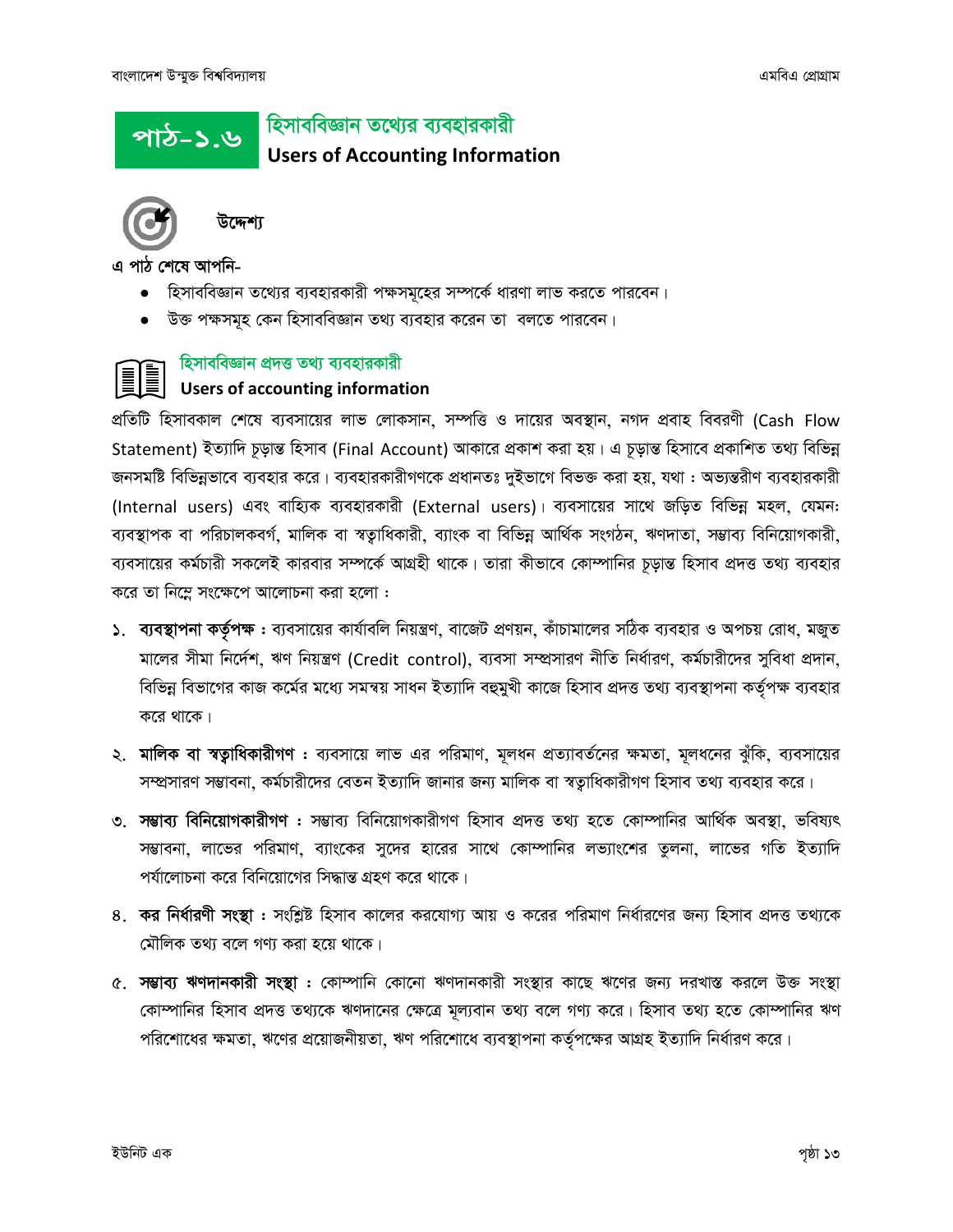# পাঠ-১.৬ হিসাববিজ্ঞান তথ্যের ব্যবহারকারী
## Users of Accounting Information

### উদ্দেশ্য

এ পাঠ শেষে আপনি-

- হিসাববিজ্ঞান তথ্যের ব্যবহারকারী পক্ষসমূহের সম্পর্কে ধারণা লাভ করতে পারবেন।
- উক্ত পক্ষসমূহ কেন হিসাববিজ্ঞান তথ্য ব্যবহার করেন তা বলতে পারবেন।

### হিসাববিজ্ঞান প্রদত্ত তথ্য ব্যবহারকারী
### Users of accounting information

প্রতিটি হিসাবকাল শেষে ব্যবসায়ের লাভ লোকসান, সম্পত্তি ও দায়ের অবস্থান, নগদ প্রবাহ বিবরণী (Cash Flow Statement) ইত্যাদি চূড়ান্ত হিসাব (Final Account) আকারে প্রকাশ করা হয়। এ চূড়ান্ত হিসাবে প্রকাশিত তথ্য বিভিন্ন জনসমষ্টি বিভিন্নভাবে ব্যবহার করে। ব্যবহারকারীগণকে প্রধানতঃ দুইভাগে বিভক্ত করা হয়, যথা : অভ্যন্তরীণ ব্যবহারকারী (Internal users) এবং বাহ্যিক ব্যবহারকারী (External users)। ব্যবসায়ের সাথে জড়িত বিভিন্ন মহল, যেমন: ব্যবস্থাপক বা পরিচালকবর্গ, মালিক বা স্বত্বাধিকারী, ব্যাংক বা বিভিন্ন আর্থিক সংগঠন, ঋণদাতা, সম্ভাব্য বিনিয়োগকারী, ব্যবসায়ের কর্মচারী সকলেই কারবার সম্পর্কে আগ্রহী থাকে। তারা কীভাবে কোম্পানির চূড়ান্ত হিসাব প্রদত্ত তথ্য ব্যবহার করে তা নিম্নে সংক্ষেপে আলোচনা করা হলো :

১. **ব্যবস্থাপনা কর্তৃপক্ষ :** ব্যবসায়ের কার্যাবলি নিয়ন্ত্রণ, বাজেট প্রণয়ন, কাঁচামালের সঠিক ব্যবহার ও অপচয় রোধ, মজুত মালের সীমা নির্দেশ, ঋণ নিয়ন্ত্রণ (Credit control), ব্যবসা সম্প্রসারণ নীতি নির্ধারণ, কর্মচারীদের সুবিধা প্রদান, বিভিন্ন বিভাগের কাজ কর্মের মধ্যে সমন্বয় সাধন ইত্যাদি বহুমুখী কাজে হিসাব প্রদত্ত তথ্য ব্যবস্থাপনা কর্তৃপক্ষ ব্যবহার করে থাকে।

২. **মালিক বা স্বত্বাধিকারীগণ :** ব্যবসায়ে লাভ এর পরিমাণ, মূলধন প্রত্যাবর্তনের ক্ষমতা, মূলধনের ঝুঁকি, ব্যবসায়ের সম্প্রসারণ সম্ভাবনা, কর্মচারীদের বেতন ইত্যাদি জানার জন্য মালিক বা স্বত্বাধিকারীগণ হিসাব তথ্য ব্যবহার করে।

৩. **সম্ভাব্য বিনিয়োগকারীগণ :** সম্ভাব্য বিনিয়োগকারীগণ হিসাব প্রদত্ত তথ্য হতে কোম্পানির আর্থিক অবস্থা, ভবিষ্যৎ সম্ভাবনা, লাভের পরিমাণ, ব্যাংকের সুদের হারের সাথে কোম্পানির লভ্যাংশের তুলনা, লাভের গতি ইত্যাদি পর্যালোচনা করে বিনিয়োগের সিদ্ধান্ত গ্রহণ করে থাকে।

৪. **কর নির্ধারণী সংস্থা :** সংশ্লিষ্ট হিসাব কালের করযোগ্য আয় ও করের পরিমাণ নির্ধারণের জন্য হিসাব প্রদত্ত তথ্যকে মৌলিক তথ্য বলে গণ্য করা হয়ে থাকে।

৫. **সম্ভাব্য ঋণদানকারী সংস্থা :** কোম্পানি কোনো ঋণদানকারী সংস্থার কাছে ঋণের জন্য দরখাস্ত করলে উক্ত সংস্থা কোম্পানির হিসাব প্রদত্ত তথ্যকে ঋণদানের ক্ষেত্রে মূল্যবান তথ্য বলে গণ্য করে। হিসাব তথ্য হতে কোম্পানির ঋণ পরিশোধের ক্ষমতা, ঋণের প্রয়োজনীয়তা, ঋণ পরিশোধে ব্যবস্থাপনা কর্তৃপক্ষের আগ্রহ ইত্যাদি নির্ধারণ করে।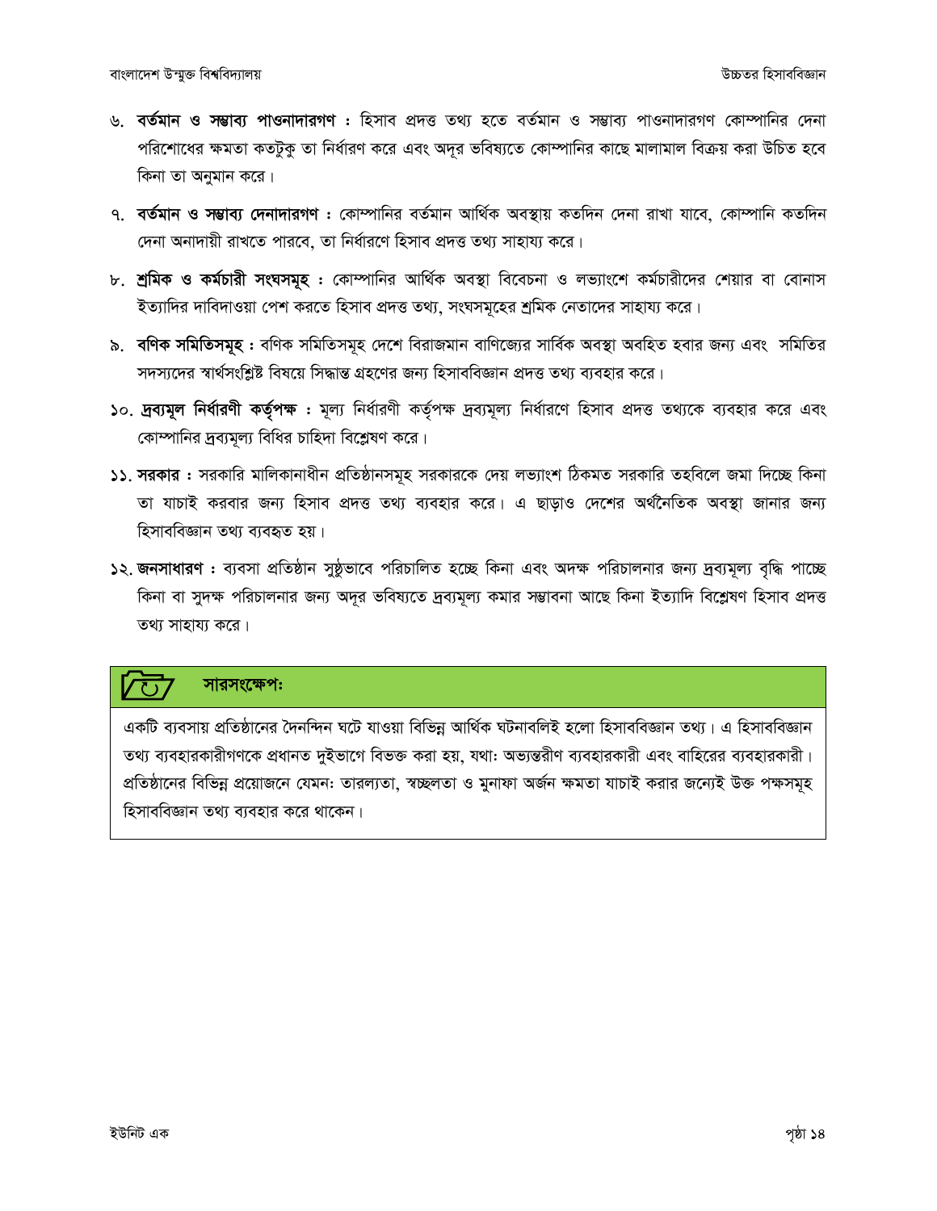৬. **বর্তমান ও সম্ভাব্য পাওনাদারগণ :** হিসাব প্রদত্ত তথ্য হতে বর্তমান ও সম্ভাব্য পাওনাদারগণ কোম্পানির দেনা পরিশোধের ক্ষমতা কতটুকু তা নির্ধারণ করে এবং অদূর ভবিষ্যতে কোম্পানির কাছে মালামাল বিক্রয় করা উচিত হবে কিনা তা অনুমান করে।

৭. **বর্তমান ও সম্ভাব্য দেনাদারগণ :** কোম্পানির বর্তমান আর্থিক অবস্থায় কতদিন দেনা রাখা যাবে, কোম্পানি কতদিন দেনা অনাদায়ী রাখতে পারবে, তা নির্ধারণে হিসাব প্রদত্ত তথ্য সাহায্য করে।

৮. **শ্রমিক ও কর্মচারী সংঘসমূহ :** কোম্পানির আর্থিক অবস্থা বিবেচনা ও লভ্যাংশে কর্মচারীদের শেয়ার বা বোনাস ইত্যাদির দাবিদাওয়া পেশ করতে হিসাব প্রদত্ত তথ্য, সংঘসমূহের শ্রমিক নেতাদের সাহায্য করে।

৯. **বণিক সমিতিসমূহ :** বণিক সমিতিসমূহ দেশে বিরাজমান বাণিজ্যের সার্বিক অবস্থা অবহিত হবার জন্য এবং সমিতির সদস্যদের স্বার্থসংশ্লিষ্ট বিষয়ে সিদ্ধান্ত গ্রহণের জন্য হিসাববিজ্ঞান প্রদত্ত তথ্য ব্যবহার করে।

১০. **দ্রব্যমূল নির্ধারণী কর্তৃপক্ষ :** মূল্য নির্ধারণী কর্তৃপক্ষ দ্রব্যমূল্য নির্ধারণে হিসাব প্রদত্ত তথ্যকে ব্যবহার করে এবং কোম্পানির দ্রব্যমূল্য বিধির চাহিদা বিশ্লেষণ করে।

১১. **সরকার :** সরকারি মালিকানাধীন প্রতিষ্ঠানসমূহ সরকারকে দেয় লভ্যাংশ ঠিকমত সরকারি তহবিলে জমা দিচ্ছে কিনা তা যাচাই করবার জন্য হিসাব প্রদত্ত তথ্য ব্যবহার করে। এ ছাড়াও দেশের অর্থনৈতিক অবস্থা জানার জন্য হিসাববিজ্ঞান তথ্য ব্যবহৃত হয়।

১২. **জনসাধারণ :** ব্যবসা প্রতিষ্ঠান সুষ্ঠুভাবে পরিচালিত হচ্ছে কিনা এবং অদক্ষ পরিচালনার জন্য দ্রব্যমূল্য বৃদ্ধি পাচ্ছে কিনা বা সুদক্ষ পরিচালনার জন্য অদূর ভবিষ্যতে দ্রব্যমূল্য কমার সম্ভাবনা আছে কিনা ইত্যাদি বিশ্লেষণ হিসাব প্রদত্ত তথ্য সাহায্য করে।

## সারসংক্ষেপ:

একটি ব্যবসায় প্রতিষ্ঠানের দৈনন্দিন ঘটে যাওয়া বিভিন্ন আর্থিক ঘটনাবলিই হলো হিসাববিজ্ঞান তথ্য। এ হিসাববিজ্ঞান তথ্য ব্যবহারকারীগণকে প্রধানত দুইভাগে বিভক্ত করা হয়, যথা: অভ্যন্তরীণ ব্যবহারকারী এবং বাহিরের ব্যবহারকারী। প্রতিষ্ঠানের বিভিন্ন প্রয়োজনে যেমন: তারল্যতা, স্বচ্ছলতা ও মুনাফা অর্জন ক্ষমতা যাচাই করার জন্যেই উক্ত পক্ষসমূহ হিসাববিজ্ঞান তথ্য ব্যবহার করে থাকেন।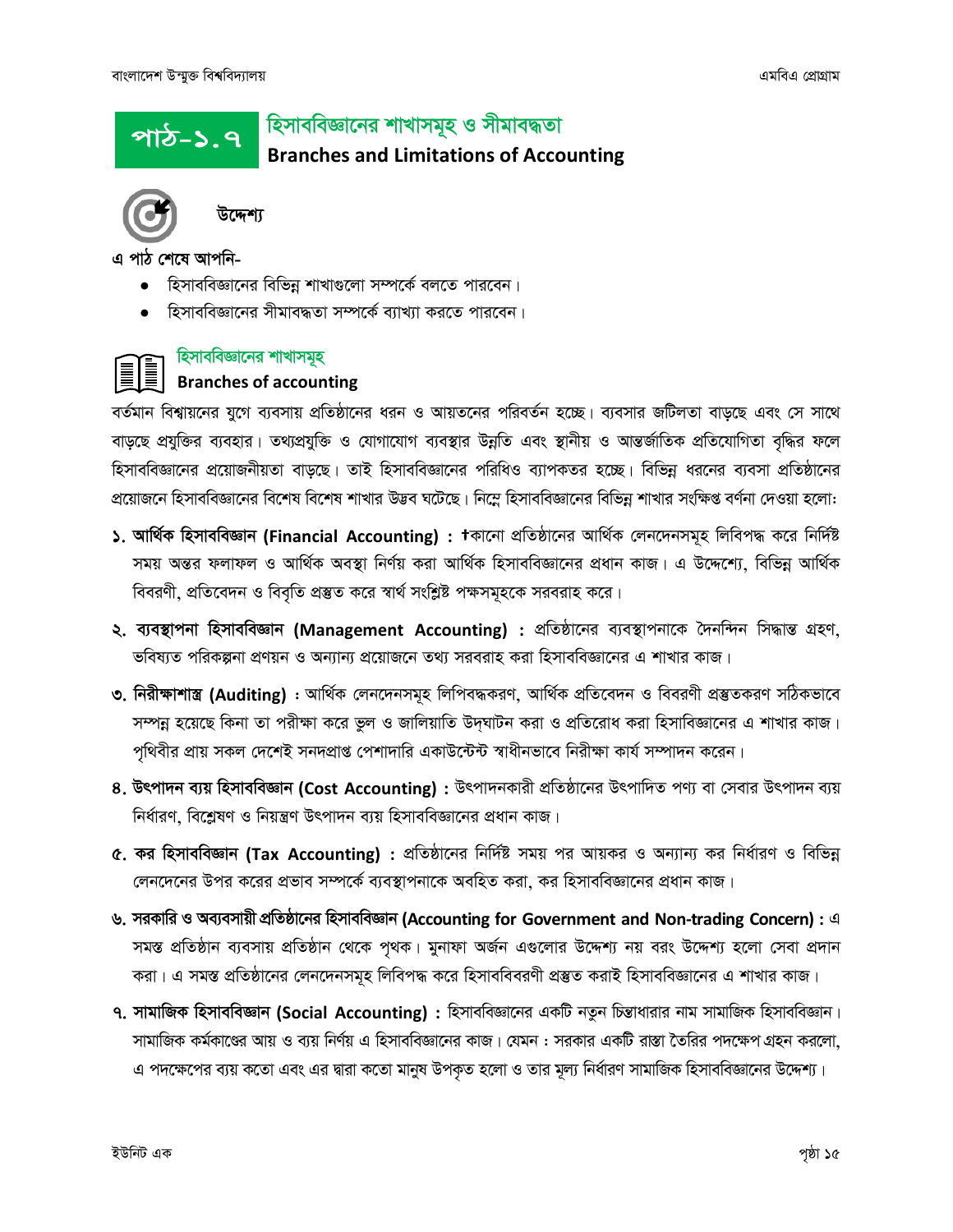# পাঠ-১.৭ হিসাববিজ্ঞানের শাখাসমূহ ও সীমাবদ্ধতা
## Branches and Limitations of Accounting

### উদ্দেশ্য

এ পাঠ শেষে আপনি-

- হিসাববিজ্ঞানের বিভিন্ন শাখাগুলো সম্পর্কে বলতে পারবেন।
- হিসাববিজ্ঞানের সীমাবদ্ধতা সম্পর্কে ব্যাখ্যা করতে পারবেন।

### হিসাববিজ্ঞানের শাখাসমূহ
### Branches of accounting

বর্তমান বিশ্বায়নের যুগে ব্যবসায় প্রতিষ্ঠানের ধরন ও আয়তনের পরিবর্তন হচ্ছে। ব্যবসার জটিলতা বাড়ছে এবং সে সাথে বাড়ছে প্রযুক্তির ব্যবহার। তথ্যপ্রযুক্তি ও যোগাযোগ ব্যবস্থার উন্নতি এবং স্থানীয় ও আন্তর্জাতিক প্রতিযোগিতা বৃদ্ধির ফলে হিসাববিজ্ঞানের প্রয়োজনীয়তা বাড়ছে। তাই হিসাববিজ্ঞানের পরিধিও ব্যাপকতর হচ্ছে। বিভিন্ন ধরনের ব্যবসা প্রতিষ্ঠানের প্রয়োজনে হিসাববিজ্ঞানের বিশেষ বিশেষ শাখার উদ্ভব ঘটেছে। নিম্নে হিসাববিজ্ঞানের বিভিন্ন শাখার সংক্ষিপ্ত বর্ণনা দেওয়া হলো:

১. **আর্থিক হিসাববিজ্ঞান (Financial Accounting) :** †কানো প্রতিষ্ঠানের আর্থিক লেনদেনসমূহ লিপিবদ্ধ করে নির্দিষ্ট সময় অন্তর ফলাফল ও আর্থিক অবস্থা নির্ণয় করা আর্থিক হিসাববিজ্ঞানের প্রধান কাজ। এ উদ্দেশ্যে, বিভিন্ন আর্থিক বিবরণী, প্রতিবেদন ও বিবৃতি প্রস্তুত করে স্বার্থ সংশ্লিষ্ট পক্ষসমূহকে সরবরাহ করে।

২. **ব্যবস্থাপনা হিসাববিজ্ঞান (Management Accounting) :** প্রতিষ্ঠানের ব্যবস্থাপনাকে দৈনন্দিন সিদ্ধান্ত গ্রহণ, ভবিষ্যত পরিকল্পনা প্রণয়ন ও অন্যান্য প্রয়োজনে তথ্য সরবরাহ করা হিসাববিজ্ঞানের এ শাখার কাজ।

৩. **নিরীক্ষাশাস্ত্র (Auditing) :** আর্থিক লেনদেনসমূহ লিপিবদ্ধকরণ, আর্থিক প্রতিবেদন ও বিবরণী প্রস্তুতকরণ সঠিকভাবে সম্পন্ন হয়েছে কিনা তা পরীক্ষা করে ভুল ও জালিয়াতি উদ্‌ঘাটন করা ও প্রতিরোধ করা হিসাবিজ্ঞানের এ শাখার কাজ। পৃথিবীর প্রায় সকল দেশেই সনদপ্রাপ্ত পেশাদারি একাউন্টেন্ট স্বাধীনভাবে নিরীক্ষা কার্য সম্পাদন করেন।

৪. **উৎপাদন ব্যয় হিসাববিজ্ঞান (Cost Accounting) :** উৎপাদনকারী প্রতিষ্ঠানের উৎপাদিত পণ্য বা সেবার উৎপাদন ব্যয় নির্ধারণ, বিশ্লেষণ ও নিয়ন্ত্রণ উৎপাদন ব্যয় হিসাববিজ্ঞানের প্রধান কাজ।

৫. **কর হিসাববিজ্ঞান (Tax Accounting) :** প্রতিষ্ঠানের নির্দিষ্ট সময় পর আয়কর ও অন্যান্য কর নির্ধারণ ও বিভিন্ন লেনদেনের উপর করের প্রভাব সম্পর্কে ব্যবস্থাপনাকে অবহিত করা, কর হিসাববিজ্ঞানের প্রধান কাজ।

৬. **সরকারি ও অব্যবসায়ী প্রতিষ্ঠানের হিসাববিজ্ঞান (Accounting for Government and Non-trading Concern) :** এ সমস্ত প্রতিষ্ঠান ব্যবসায় প্রতিষ্ঠান থেকে পৃথক। মুনাফা অর্জন এগুলোর উদ্দেশ্য নয় বরং উদ্দেশ্য হলো সেবা প্রদান করা। এ সমস্ত প্রতিষ্ঠানের লেনদেনসমূহ লিপিবদ্ধ করে হিসাববিবরণী প্রস্তুত করাই হিসাববিজ্ঞানের এ শাখার কাজ।

৭. **সামাজিক হিসাববিজ্ঞান (Social Accounting) :** হিসাববিজ্ঞানের একটি নতুন চিন্তাধারার নাম সামাজিক হিসাববিজ্ঞান। সামাজিক কর্মকাণ্ডের আয় ও ব্যয় নির্ণয় এ হিসাববিজ্ঞানের কাজ। যেমন : সরকার একটি রাস্তা তৈরির পদক্ষেপ গ্রহন করলো, এ পদক্ষেপের ব্যয় কতো এবং এর দ্বারা কতো মানুষ উপকৃত হলো ও তার মূল্য নির্ধারণ সামাজিক হিসাববিজ্ঞানের উদ্দেশ্য।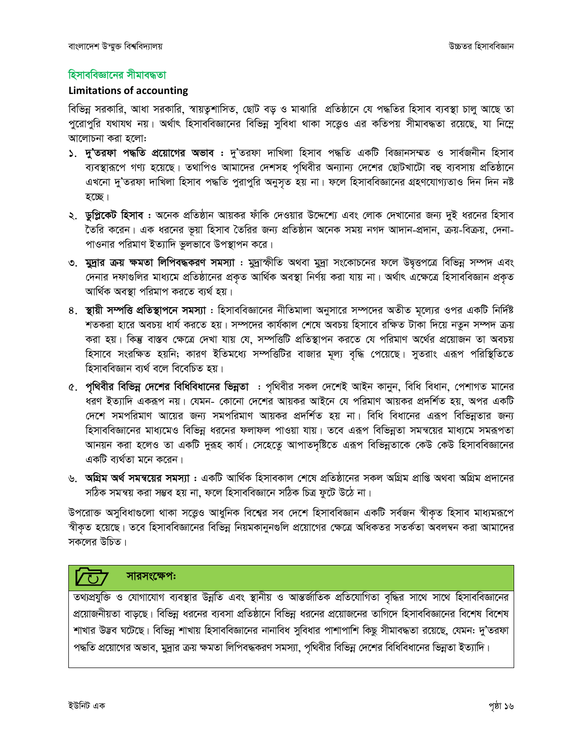## হিসাববিজ্ঞানের সীমাবদ্ধতা

### Limitations of accounting

বিভিন্ন সরকারি, আধা সরকারি, স্বায়ত্বশাসিত, ছোট বড় ও মাঝারি প্রতিষ্ঠানে যে পদ্ধতির হিসাব ব্যবস্থা চালু আছে তা পুরোপুরি যথাযথ নয়। অর্থাৎ হিসাববিজ্ঞানের বিভিন্ন সুবিধা থাকা সত্ত্বেও এর কতিপয় সীমাবদ্ধতা রয়েছে, যা নিম্নে আলোচনা করা হলো:

১. **দু'তরফা পদ্ধতি প্রয়োগের অভাব :** দু'তরফা দাখিলা হিসাব পদ্ধতি একটি বিজ্ঞানসম্মত ও সার্বজনীন হিসাব ব্যবস্থারূপে গণ্য হয়েছে। তথাপিও আমাদের দেশসহ পৃথিবীর অন্যান্য দেশের ছোটখাটো বহু ব্যবসায় প্রতিষ্ঠানে এখনো দু'তরফা দাখিলা হিসাব পদ্ধতি পুরাপুরি অনুসৃত হয় না। ফলে হিসাববিজ্ঞানের গ্রহণযোগ্যতাও দিন দিন নষ্ট হচ্ছে।

২. **ডুপ্লিকেট হিসাব :** অনেক প্রতিষ্ঠান আয়কর ফাঁকি দেওয়ার উদ্দেশ্যে এবং লোক দেখানোর জন্য দুই ধরনের হিসাব তৈরি করেন। এক ধরনের ভূয়া হিসাব তৈরির জন্য প্রতিষ্ঠান অনেক সময় নগদ আদান-প্রদান, ক্রয়-বিক্রয়, দেনা-পাওনার পরিমাণ ইত্যাদি ভুলভাবে উপস্থাপন করে।

৩. **মুদ্রার ক্রয় ক্ষমতা লিপিবদ্ধকরণ সমস্যা :** মুদ্রাস্ফীতি অথবা মুদ্রা সংকোচনের ফলে উদ্বৃত্তপত্রে বিভিন্ন সম্পদ এবং দেনার দফাগুলির মাধ্যমে প্রতিষ্ঠানের প্রকৃত আর্থিক অবস্থা নির্ণয় করা যায় না। অর্থাৎ এক্ষেত্রে হিসাববিজ্ঞান প্রকৃত আর্থিক অবস্থা পরিমাপ করতে ব্যর্থ হয়।

৪. **স্থায়ী সম্পত্তি প্রতিস্থাপনে সমস্যা :** হিসাববিজ্ঞানের নীতিমালা অনুসারে সম্পদের অতীত মূল্যের ওপর একটি নির্দিষ্ট শতকরা হারে অবচয় ধার্য করতে হয়। সম্পদের কার্যকাল শেষে অবচয় হিসাবে রক্ষিত টাকা দিয়ে নতুন সম্পদ ক্রয় করা হয়। কিন্তু বাস্তব ক্ষেত্রে দেখা যায় যে, সম্পত্তিটি প্রতিস্থাপন করতে যে পরিমাণ অর্থের প্রয়োজন তা অবচয় হিসাবে সংরক্ষিত হয়নি; কারণ ইতিমধ্যে সম্পত্তিটির বাজার মূল্য বৃদ্ধি পেয়েছে। সুতরাং এরূপ পরিস্থিতিতে হিসাববিজ্ঞান ব্যর্থ বলে বিবেচিত হয়।

৫. **পৃথিবীর বিভিন্ন দেশের বিধিবিধানের ভিন্নতা :** পৃথিবীর সকল দেশেই আইন কানুন, বিধি বিধান, পেশাগত মানের ধরণ ইত্যাদি একরূপ নয়। যেমন- কোনো দেশের আয়কর আইনে যে পরিমাণ আয়কর প্রদর্শিত হয়, অপর একটি দেশে সমপরিমাণ আয়ের জন্য সমপরিমাণ আয়কর প্রদর্শিত হয় না। বিধি বিধানের এরূপ বিভিন্নতার জন্য হিসাববিজ্ঞানের মাধ্যমেও বিভিন্ন ধরনের ফলাফল পাওয়া যায়। তবে এরূপ বিভিন্নতা সমন্বয়ের মাধ্যমে সমরূপতা আনয়ন করা হলেও তা একটি দুরূহ কার্য। সেহেতু আপাতদৃষ্টিতে এরূপ বিভিন্নতাকে কেউ কেউ হিসাববিজ্ঞানের একটি ব্যর্থতা মনে করেন।

৬. **অগ্রিম অর্থ সমন্বয়ের সমস্যা :** একটি আর্থিক হিসাবকাল শেষে প্রতিষ্ঠানের সকল অগ্রিম প্রাপ্তি অথবা অগ্রিম প্রদানের সঠিক সমন্বয় করা সম্ভব হয় না, ফলে হিসাববিজ্ঞানে সঠিক চিত্র ফুটে উঠে না।

উপরোক্ত অসুবিধাগুলো থাকা সত্ত্বেও আধুনিক বিশ্বের সব দেশে হিসাববিজ্ঞান একটি সর্বজন স্বীকৃত হিসাব মাধ্যমরূপে স্বীকৃত হয়েছে। তবে হিসাববিজ্ঞানের বিভিন্ন নিয়মকানুনগুলি প্রয়োগের ক্ষেত্রে অধিকতর সতর্কতা অবলম্বন করা আমাদের সকলের উচিত।

### সারসংক্ষেপ:

তথ্যপ্রযুক্তি ও যোগাযোগ ব্যবস্থার উন্নতি এবং স্থানীয় ও আন্তর্জাতিক প্রতিযোগিতা বৃদ্ধির সাথে সাথে হিসাববিজ্ঞানের প্রয়োজনীয়তা বাড়ছে। বিভিন্ন ধরনের ব্যবসা প্রতিষ্ঠানে বিভিন্ন ধরনের প্রয়োজনের তাগিদে হিসাববিজ্ঞানের বিশেষ বিশেষ শাখার উদ্ভব ঘটেছে। বিভিন্ন শাখায় হিসাববিজ্ঞানের নানাবিধ সুবিধার পাশাপাশি কিছু সীমাবদ্ধতা রয়েছে, যেমন: দু'তরফা পদ্ধতি প্রয়োগের অভাব, মুদ্রার ক্রয় ক্ষমতা লিপিবদ্ধকরণ সমস্যা, পৃথিবীর বিভিন্ন দেশের বিধিবিধানের ভিন্নতা ইত্যাদি।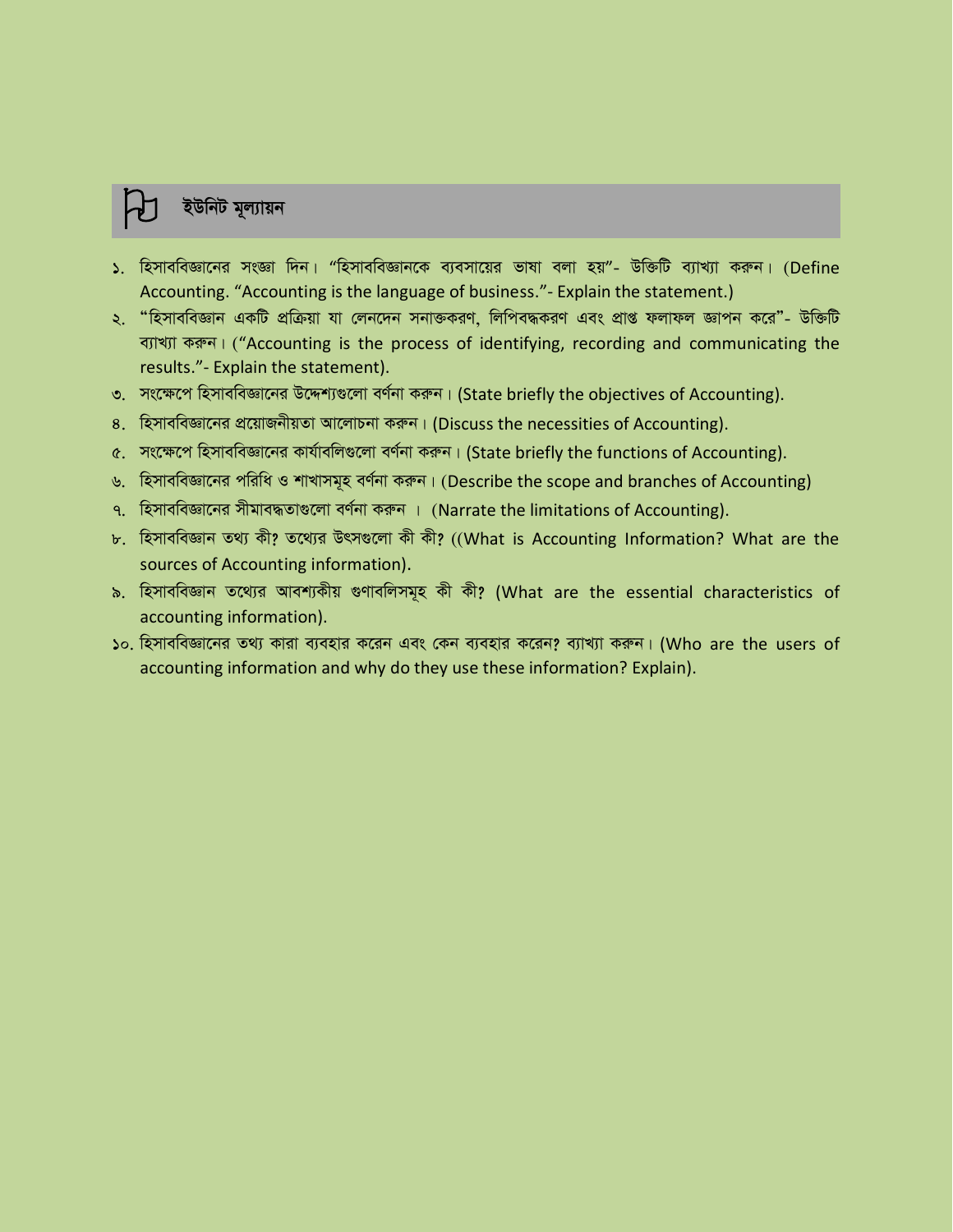## ইউনিট মূল্যায়ন

১. হিসাববিজ্ঞানের সংজ্ঞা দিন। "হিসাববিজ্ঞানকে ব্যবসায়ের ভাষা বলা হয়"- উক্তিটি ব্যাখ্যা করুন। (Define Accounting. "Accounting is the language of business."- Explain the statement.)

২. "হিসাববিজ্ঞান একটি প্রক্রিয়া যা লেনদেন সনাক্তকরণ, লিপিবদ্ধকরণ এবং প্রাপ্ত ফলাফল জ্ঞাপন করে"- উক্তিটি ব্যাখ্যা করুন। ("Accounting is the process of identifying, recording and communicating the results."- Explain the statement).

৩. সংক্ষেপে হিসাববিজ্ঞানের উদ্দেশ্যগুলো বর্ণনা করুন। (State briefly the objectives of Accounting).

৪. হিসাববিজ্ঞানের প্রয়োজনীয়তা আলোচনা করুন। (Discuss the necessities of Accounting).

৫. সংক্ষেপে হিসাববিজ্ঞানের কার্যাবলিগুলো বর্ণনা করুন। (State briefly the functions of Accounting).

৬. হিসাববিজ্ঞানের পরিধি ও শাখাসমূহ বর্ণনা করুন। (Describe the scope and branches of Accounting)

৭. হিসাববিজ্ঞানের সীমাবদ্ধতাগুলো বর্ণনা করুন । (Narrate the limitations of Accounting).

৮. হিসাববিজ্ঞান তথ্য কী? তথ্যের উৎসগুলো কী কী? ((What is Accounting Information? What are the sources of Accounting information).

৯. হিসাববিজ্ঞান তথ্যের আবশ্যকীয় গুণাবলিসমূহ কী কী? (What are the essential characteristics of accounting information).

১০. হিসাববিজ্ঞানের তথ্য কারা ব্যবহার করেন এবং কেন ব্যবহার করেন? ব্যাখ্যা করুন। (Who are the users of accounting information and why do they use these information? Explain).